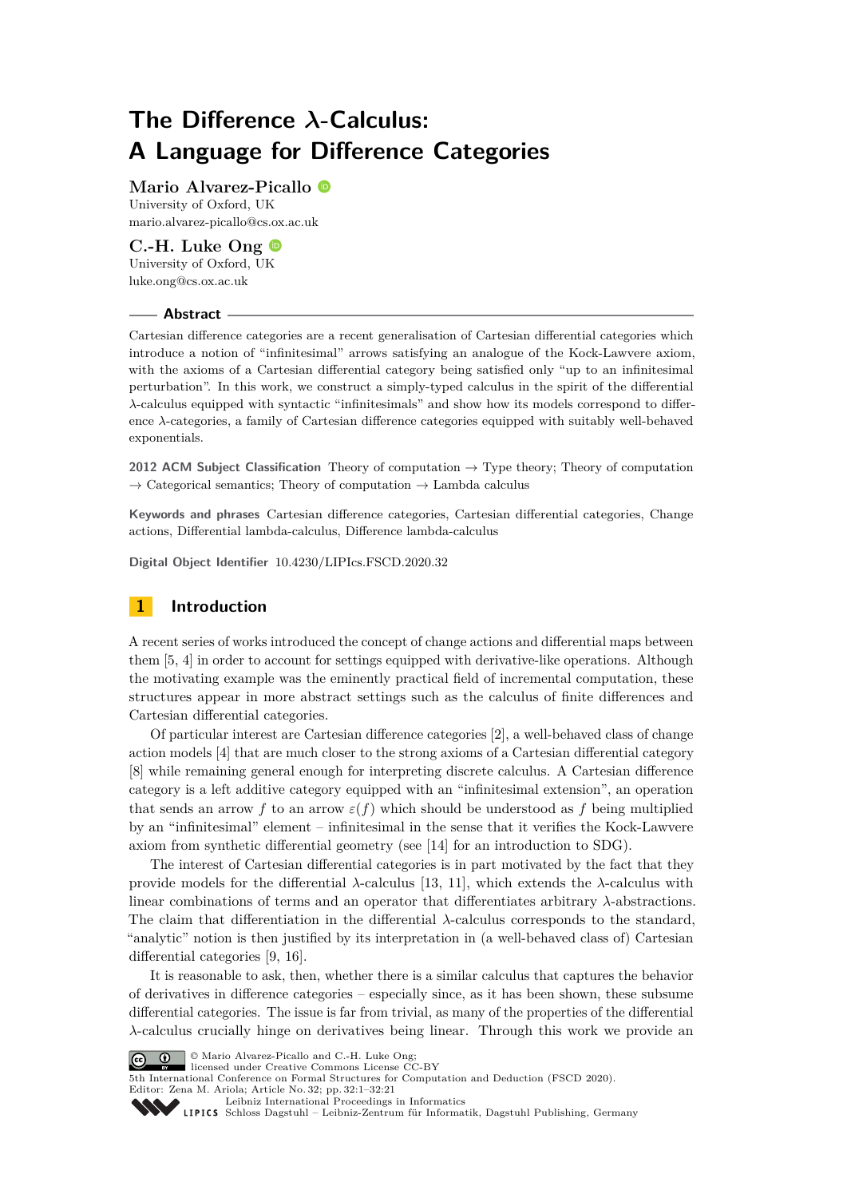# The Difference $\lambda$-Calculus: A Language for Difference Categories

**Mario Alvarez-Picallo**
University of Oxford, UK
mario.alvarez-picallo@cs.ox.ac.uk

**C.-H. Luke Ong**
University of Oxford, UK
luke.ong@cs.ox.ac.uk

## Abstract

Cartesian difference categories are a recent generalisation of Cartesian differential categories which introduce a notion of "infinitesimal" arrows satisfying an analogue of the Kock-Lawvere axiom, with the axioms of a Cartesian differential category being satisfied only "up to an infinitesimal perturbation". In this work, we construct a simply-typed calculus in the spirit of the differential $\lambda$-calculus equipped with syntactic "infinitesimals" and show how its models correspond to difference $\lambda$-categories, a family of Cartesian difference categories equipped with suitably well-behaved exponentials.

**2012 ACM Subject Classification** Theory of computation → Type theory; Theory of computation → Categorical semantics; Theory of computation → Lambda calculus

**Keywords and phrases** Cartesian difference categories, Cartesian differential categories, Change actions, Differential lambda-calculus, Difference lambda-calculus

**Digital Object Identifier** 10.4230/LIPIcs.FSCD.2020.32

## 1 Introduction

A recent series of works introduced the concept of change actions and differential maps between them [5, 4] in order to account for settings equipped with derivative-like operations. Although the motivating example was the eminently practical field of incremental computation, these structures appear in more abstract settings such as the calculus of finite differences and Cartesian differential categories.

Of particular interest are Cartesian difference categories [2], a well-behaved class of change action models [4] that are much closer to the strong axioms of a Cartesian differential category [8] while remaining general enough for interpreting discrete calculus. A Cartesian difference category is a left additive category equipped with an "infinitesimal extension", an operation that sends an arrow $f$ to an arrow $\varepsilon(f)$ which should be understood as $f$ being multiplied by an "infinitesimal" element – infinitesimal in the sense that it verifies the Kock-Lawvere axiom from synthetic differential geometry (see [14] for an introduction to SDG).

The interest of Cartesian differential categories is in part motivated by the fact that they provide models for the differential $\lambda$-calculus [13, 11], which extends the $\lambda$-calculus with linear combinations of terms and an operator that differentiates arbitrary $\lambda$-abstractions. The claim that differentiation in the differential $\lambda$-calculus corresponds to the standard, "analytic" notion is then justified by its interpretation in (a well-behaved class of) Cartesian differential categories [9, 16].

It is reasonable to ask, then, whether there is a similar calculus that captures the behavior of derivatives in difference categories – especially since, as it has been shown, these subsume differential categories. The issue is far from trivial, as many of the properties of the differential $\lambda$-calculus crucially hinge on derivatives being linear. Through this work we provide an

© Mario Alvarez-Picallo and C.-H. Luke Ong;
licensed under Creative Commons License CC-BY
5th International Conference on Formal Structures for Computation and Deduction (FSCD 2020).
Editor: Zena M. Ariola; Article No. 32; pp. 32:1–32:21
Leibniz International Proceedings in Informatics
Schloss Dagstuhl – Leibniz-Zentrum für Informatik, Dagstuhl Publishing, Germany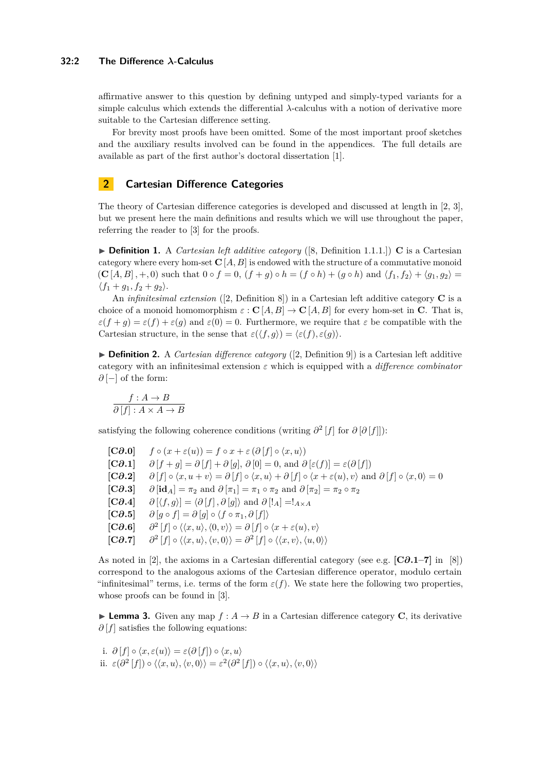affirmative answer to this question by defining untyped and simply-typed variants for a simple calculus which extends the differential λ-calculus with a notion of derivative more suitable to the Cartesian difference setting.

For brevity most proofs have been omitted. Some of the most important proof sketches and the auxiliary results involved can be found in the appendices. The full details are available as part of the first author's doctoral dissertation [1].

## 2 Cartesian Difference Categories

The theory of Cartesian difference categories is developed and discussed at length in [2, 3], but we present here the main definitions and results which we will use throughout the paper, referring the reader to [3] for the proofs.

▶ **Definition 1.** A *Cartesian left additive category* ([8, Definition 1.1.1.]) $\mathbf{C}$ is a Cartesian category where every hom-set $\mathbf{C}[A, B]$ is endowed with the structure of a commutative monoid $(\mathbf{C}[A, B], +, 0)$ such that $0 \circ f = 0$, $(f + g) \circ h = (f \circ h) + (g \circ h)$ and $\langle f_1, f_2 \rangle + \langle g_1, g_2 \rangle = \langle f_1 + g_1, f_2 + g_2 \rangle$.

An *infinitesimal extension* ([2, Definition 8]) in a Cartesian left additive category $\mathbf{C}$ is a choice of a monoid homomorphism $\varepsilon : \mathbf{C}[A, B] \to \mathbf{C}[A, B]$ for every hom-set in $\mathbf{C}$. That is, $\varepsilon(f + g) = \varepsilon(f) + \varepsilon(g)$ and $\varepsilon(0) = 0$. Furthermore, we require that $\varepsilon$ be compatible with the Cartesian structure, in the sense that $\varepsilon(\langle f, g \rangle) = \langle \varepsilon(f), \varepsilon(g) \rangle$.

▶ **Definition 2.** A *Cartesian difference category* ([2, Definition 9]) is a Cartesian left additive category with an infinitesimal extension $\varepsilon$ which is equipped with a *difference combinator* $\partial[-]$ of the form:

$$\frac{f : A \to B}{\partial[f] : A \times A \to B}$$

satisfying the following coherence conditions (writing $\partial^2[f]$ for $\partial[\partial[f]]$):

- **[C∂.0]** $f \circ (x + \varepsilon(u)) = f \circ x + \varepsilon(\partial[f] \circ \langle x, u \rangle)$
- **[C∂.1]** $\partial[f + g] = \partial[f] + \partial[g]$, $\partial[0] = 0$, and $\partial[\varepsilon(f)] = \varepsilon(\partial[f])$
- **[C∂.2]** $\partial[f] \circ \langle x, u + v \rangle = \partial[f] \circ \langle x, u \rangle + \partial[f] \circ \langle x + \varepsilon(u), v \rangle$ and $\partial[f] \circ \langle x, 0 \rangle = 0$
- **[C∂.3]** $\partial[\mathbf{id}_A] = \pi_2$ and $\partial[\pi_1] = \pi_1 \circ \pi_2$ and $\partial[\pi_2] = \pi_2 \circ \pi_2$
- **[C∂.4]** $\partial[\langle f, g \rangle] = \langle \partial[f], \partial[g] \rangle$ and $\partial[!_A] = !_{A \times A}$
- **[C∂.5]** $\partial[g \circ f] = \partial[g] \circ \langle f \circ \pi_1, \partial[f] \rangle$
- **[C∂.6]** $\partial^2[f] \circ \langle \langle x, u \rangle, \langle 0, v \rangle \rangle = \partial[f] \circ \langle x + \varepsilon(u), v \rangle$
- **[C∂.7]** $\partial^2[f] \circ \langle \langle x, u \rangle, \langle v, 0 \rangle \rangle = \partial^2[f] \circ \langle \langle x, v \rangle, \langle u, 0 \rangle \rangle$

As noted in [2], the axioms in a Cartesian differential category (see e.g. **[C∂.1–7]** in [8]) correspond to the analogous axioms of the Cartesian difference operator, modulo certain "infinitesimal" terms, i.e. terms of the form $\varepsilon(f)$. We state here the following two properties, whose proofs can be found in [3].

▶ **Lemma 3.** Given any map $f : A \to B$ in a Cartesian difference category $\mathbf{C}$, its derivative $\partial[f]$ satisfies the following equations:

i. $\partial[f] \circ \langle x, \varepsilon(u) \rangle = \varepsilon(\partial[f]) \circ \langle x, u \rangle$
ii. $\varepsilon(\partial^2[f]) \circ \langle \langle x, u \rangle, \langle v, 0 \rangle \rangle = \varepsilon^2(\partial^2[f]) \circ \langle \langle x, u \rangle, \langle v, 0 \rangle \rangle$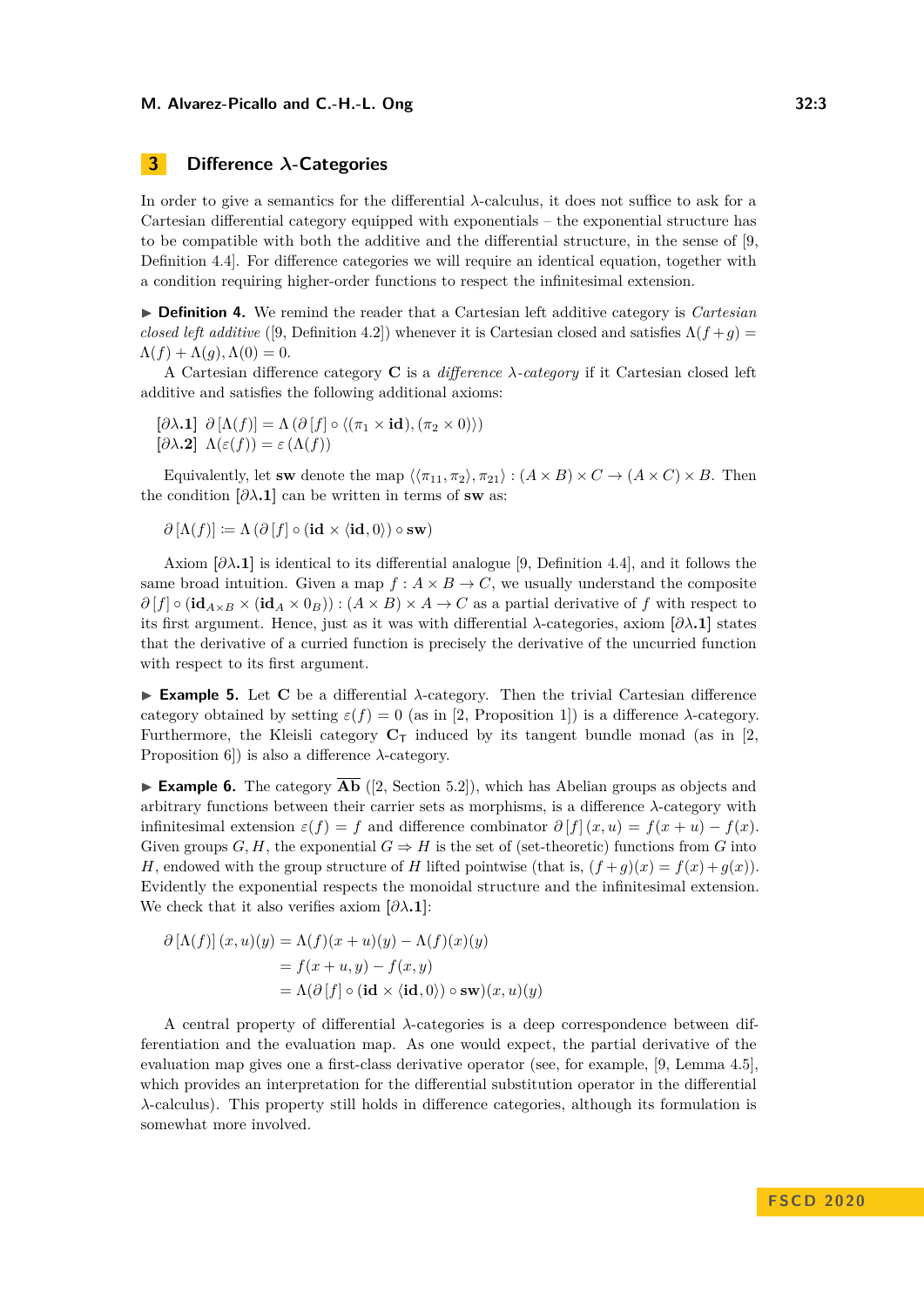## 3 Difference $\lambda$-Categories

In order to give a semantics for the differential $\lambda$-calculus, it does not suffice to ask for a Cartesian differential category equipped with exponentials – the exponential structure has to be compatible with both the additive and the differential structure, in the sense of [9, Definition 4.4]. For difference categories we will require an identical equation, together with a condition requiring higher-order functions to respect the infinitesimal extension.

▶ **Definition 4.** We remind the reader that a Cartesian left additive category is *Cartesian closed left additive* ([9, Definition 4.2]) whenever it is Cartesian closed and satisfies $\Lambda(f+g) = \Lambda(f) + \Lambda(g), \Lambda(0) = 0$.

A Cartesian difference category $\mathbf{C}$ is a *difference $\lambda$-category* if it Cartesian closed left additive and satisfies the following additional axioms:

[$\partial\lambda$.1] $\partial[\Lambda(f)] = \Lambda(\partial[f] \circ \langle(\pi_1 \times \mathbf{id}), (\pi_2 \times 0)\rangle)$
[$\partial\lambda$.2] $\Lambda(\varepsilon(f)) = \varepsilon(\Lambda(f))$

Equivalently, let $\mathbf{sw}$ denote the map $\langle\langle\pi_{11}, \pi_2\rangle, \pi_{21}\rangle : (A \times B) \times C \to (A \times C) \times B$. Then the condition [$\partial\lambda$.1] can be written in terms of $\mathbf{sw}$ as:

$$\partial[\Lambda(f)] \coloneqq \Lambda(\partial[f] \circ (\mathbf{id} \times \langle\mathbf{id}, 0\rangle) \circ \mathbf{sw})$$

Axiom [$\partial\lambda$.1] is identical to its differential analogue [9, Definition 4.4], and it follows the same broad intuition. Given a map $f : A \times B \to C$, we usually understand the composite $\partial[f] \circ (\mathbf{id}_{A\times B} \times (\mathbf{id}_A \times 0_B)) : (A \times B) \times A \to C$ as a partial derivative of $f$ with respect to its first argument. Hence, just as it was with differential $\lambda$-categories, axiom [$\partial\lambda$.1] states that the derivative of a curried function is precisely the derivative of the uncurried function with respect to its first argument.

▶ **Example 5.** Let $\mathbf{C}$ be a differential $\lambda$-category. Then the trivial Cartesian difference category obtained by setting $\varepsilon(f) = 0$ (as in [2, Proposition 1]) is a difference $\lambda$-category. Furthermore, the Kleisli category $\mathbf{C}_\mathbb{T}$ induced by its tangent bundle monad (as in [2, Proposition 6]) is also a difference $\lambda$-category.

▶ **Example 6.** The category $\overline{\mathbf{Ab}}$ ([2, Section 5.2]), which has Abelian groups as objects and arbitrary functions between their carrier sets as morphisms, is a difference $\lambda$-category with infinitesimal extension $\varepsilon(f) = f$ and difference combinator $\partial[f](x, u) = f(x+u) - f(x)$. Given groups $G, H$, the exponential $G \Rightarrow H$ is the set of (set-theoretic) functions from $G$ into $H$, endowed with the group structure of $H$ lifted pointwise (that is, $(f+g)(x) = f(x)+g(x)$). Evidently the exponential respects the monoidal structure and the infinitesimal extension. We check that it also verifies axiom [$\partial\lambda$.1]:

$$\begin{aligned}
\partial[\Lambda(f)](x, u)(y) &= \Lambda(f)(x+u)(y) - \Lambda(f)(x)(y) \\
&= f(x+u, y) - f(x, y) \\
&= \Lambda(\partial[f] \circ (\mathbf{id} \times \langle\mathbf{id}, 0\rangle) \circ \mathbf{sw})(x, u)(y)
\end{aligned}$$

A central property of differential $\lambda$-categories is a deep correspondence between differentiation and the evaluation map. As one would expect, the partial derivative of the evaluation map gives one a first-class derivative operator (see, for example, [9, Lemma 4.5], which provides an interpretation for the differential substitution operator in the differential $\lambda$-calculus). This property still holds in difference categories, although its formulation is somewhat more involved.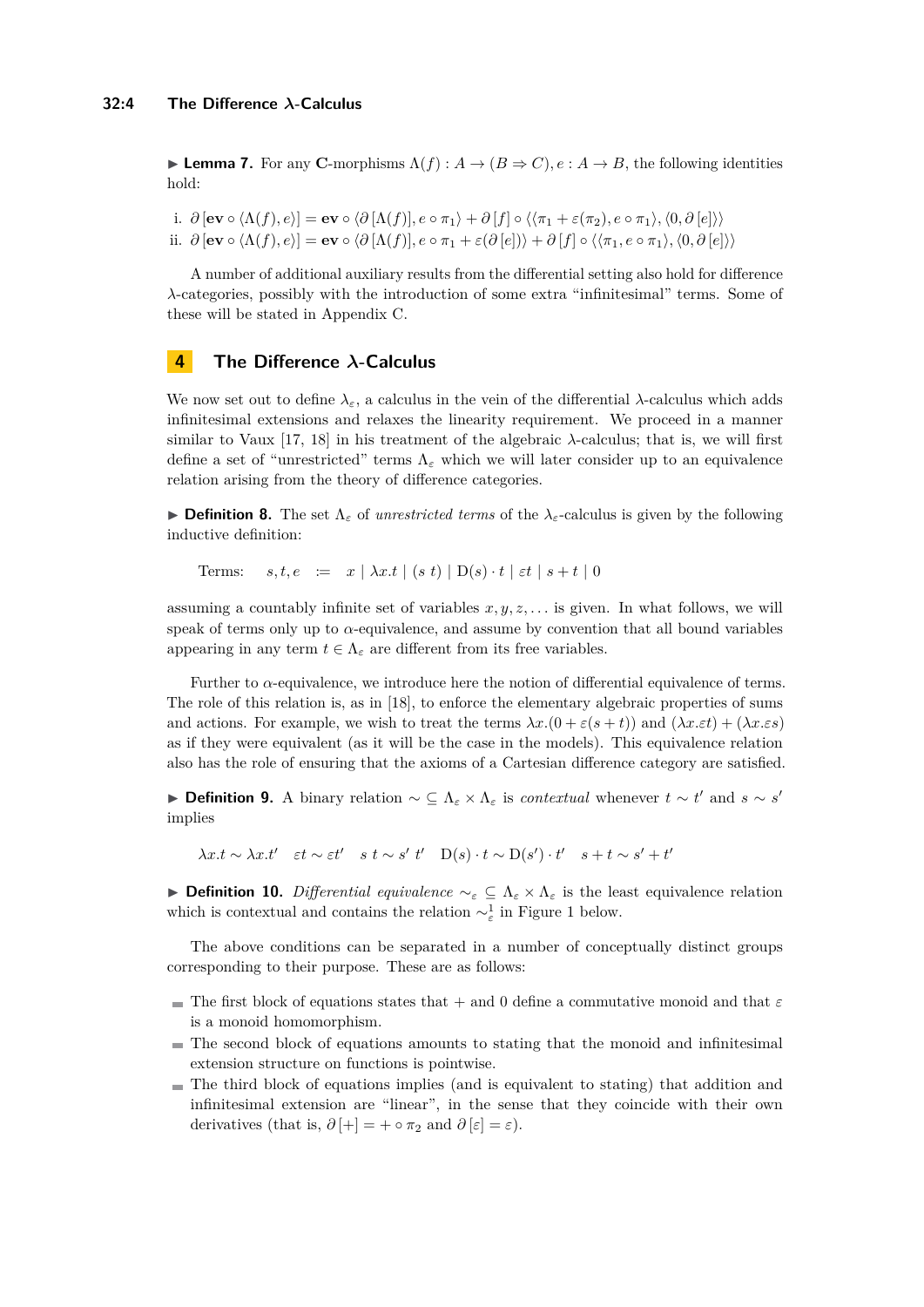▶ **Lemma 7.** For any $\mathbf{C}$-morphisms $\Lambda(f) : A \to (B \Rightarrow C), e : A \to B$, the following identities hold:

i. $\partial\,[\mathbf{ev} \circ \langle \Lambda(f), e\rangle] = \mathbf{ev} \circ \langle \partial\,[\Lambda(f)], e \circ \pi_1\rangle + \partial\,[f] \circ \langle\langle \pi_1 + \varepsilon(\pi_2), e \circ \pi_1\rangle, \langle 0, \partial\,[e]\rangle\rangle$

ii. $\partial\,[\mathbf{ev} \circ \langle \Lambda(f), e\rangle] = \mathbf{ev} \circ \langle \partial\,[\Lambda(f)], e \circ \pi_1 + \varepsilon(\partial\,[e])\rangle + \partial\,[f] \circ \langle\langle \pi_1, e \circ \pi_1\rangle, \langle 0, \partial\,[e]\rangle\rangle$

A number of additional auxiliary results from the differential setting also hold for difference $\lambda$-categories, possibly with the introduction of some extra "infinitesimal" terms. Some of these will be stated in Appendix C.

## 4 The Difference $\lambda$-Calculus

We now set out to define $\lambda_\varepsilon$, a calculus in the vein of the differential $\lambda$-calculus which adds infinitesimal extensions and relaxes the linearity requirement. We proceed in a manner similar to Vaux [17, 18] in his treatment of the algebraic $\lambda$-calculus; that is, we will first define a set of "unrestricted" terms $\Lambda_\varepsilon$ which we will later consider up to an equivalence relation arising from the theory of difference categories.

▶ **Definition 8.** The set $\Lambda_\varepsilon$ of *unrestricted terms* of the $\lambda_\varepsilon$-calculus is given by the following inductive definition:

$$\text{Terms:} \quad s, t, e \quad := \quad x \mid \lambda x.t \mid (s\ t) \mid \mathrm{D}(s) \cdot t \mid \varepsilon t \mid s + t \mid 0$$

assuming a countably infinite set of variables $x, y, z, \ldots$ is given. In what follows, we will speak of terms only up to $\alpha$-equivalence, and assume by convention that all bound variables appearing in any term $t \in \Lambda_\varepsilon$ are different from its free variables.

Further to $\alpha$-equivalence, we introduce here the notion of differential equivalence of terms. The role of this relation is, as in [18], to enforce the elementary algebraic properties of sums and actions. For example, we wish to treat the terms $\lambda x.(0 + \varepsilon(s + t))$ and $(\lambda x.\varepsilon t) + (\lambda x.\varepsilon s)$ as if they were equivalent (as it will be the case in the models). This equivalence relation also has the role of ensuring that the axioms of a Cartesian difference category are satisfied.

▶ **Definition 9.** A binary relation $\sim\, \subseteq \Lambda_\varepsilon \times \Lambda_\varepsilon$ is *contextual* whenever $t \sim t'$ and $s \sim s'$ implies

$$\lambda x.t \sim \lambda x.t' \quad \varepsilon t \sim \varepsilon t' \quad s\ t \sim s'\ t' \quad \mathrm{D}(s) \cdot t \sim \mathrm{D}(s') \cdot t' \quad s + t \sim s' + t'$$

▶ **Definition 10.** *Differential equivalence* $\sim_\varepsilon\, \subseteq \Lambda_\varepsilon \times \Lambda_\varepsilon$ is the least equivalence relation which is contextual and contains the relation $\sim^1_\varepsilon$ in Figure 1 below.

The above conditions can be separated in a number of conceptually distinct groups corresponding to their purpose. These are as follows:

- The first block of equations states that $+$ and $0$ define a commutative monoid and that $\varepsilon$ is a monoid homomorphism.
- The second block of equations amounts to stating that the monoid and infinitesimal extension structure on functions is pointwise.
- The third block of equations implies (and is equivalent to stating) that addition and infinitesimal extension are "linear", in the sense that they coincide with their own derivatives (that is, $\partial\,[+] = + \circ \pi_2$ and $\partial\,[\varepsilon] = \varepsilon$).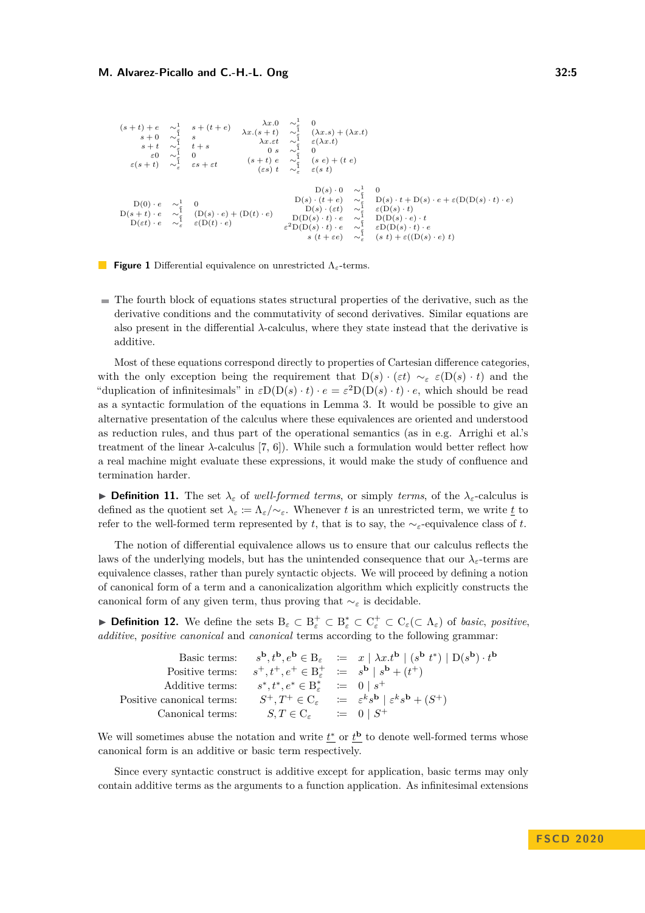$$
\begin{array}{rcl}
(s+t)+e & \sim^1_\varepsilon & s+(t+e) \\
s+0 & \sim^1_\varepsilon & s \\
s+t & \sim^1_\varepsilon & t+s \\
\varepsilon 0 & \sim^1_\varepsilon & 0 \\
\varepsilon(s+t) & \sim^1_\varepsilon & \varepsilon s+\varepsilon t
\end{array}
\qquad
\begin{array}{rcl}
\lambda x.0 & \sim^1_\varepsilon & 0 \\
\lambda x.(s+t) & \sim^1_\varepsilon & (\lambda x.s)+(\lambda x.t) \\
\lambda x.\varepsilon t & \sim^1_\varepsilon & \varepsilon(\lambda x.t) \\
0\ s & \sim^1_\varepsilon & 0 \\
(s+t)\ e & \sim^1_\varepsilon & (s\ e)+(t\ e) \\
(\varepsilon s)\ t & \sim^1_\varepsilon & \varepsilon(s\ t)
\end{array}
$$

$$
\begin{array}{rcl}
\mathrm{D}(0)\cdot e & \sim^1_\varepsilon & 0 \\
\mathrm{D}(s+t)\cdot e & \sim^1_\varepsilon & (\mathrm{D}(s)\cdot e)+(\mathrm{D}(t)\cdot e) \\
\mathrm{D}(\varepsilon t)\cdot e & \sim^1_\varepsilon & \varepsilon(\mathrm{D}(t)\cdot e)
\end{array}
\qquad
\begin{array}{rcl}
\mathrm{D}(s)\cdot 0 & \sim^1_\varepsilon & 0 \\
\mathrm{D}(s)\cdot(t+e) & \sim^1_\varepsilon & \mathrm{D}(s)\cdot t+\mathrm{D}(s)\cdot e+\varepsilon(\mathrm{D}(\mathrm{D}(s)\cdot t)\cdot e) \\
\mathrm{D}(s)\cdot(\varepsilon t) & \sim^1_\varepsilon & \varepsilon(\mathrm{D}(s)\cdot t) \\
\mathrm{D}(\mathrm{D}(s)\cdot t)\cdot e & \sim^1_\varepsilon & \mathrm{D}(\mathrm{D}(s)\cdot e)\cdot t \\
\varepsilon^2\mathrm{D}(\mathrm{D}(s)\cdot t)\cdot e & \sim^1_\varepsilon & \varepsilon\mathrm{D}(\mathrm{D}(s)\cdot t)\cdot e \\
s\ (t+\varepsilon e) & \sim^1_\varepsilon & (s\ t)+\varepsilon((\mathrm{D}(s)\cdot e)\ t)
\end{array}
$$

**Figure 1** Differential equivalence on unrestricted $\Lambda_\varepsilon$-terms.

- The fourth block of equations states structural properties of the derivative, such as the derivative conditions and the commutativity of second derivatives. Similar equations are also present in the differential $\lambda$-calculus, where they state instead that the derivative is additive.

Most of these equations correspond directly to properties of Cartesian difference categories, with the only exception being the requirement that $\mathrm{D}(s)\cdot(\varepsilon t) \sim_\varepsilon \varepsilon(\mathrm{D}(s)\cdot t)$ and the "duplication of infinitesimals" in $\varepsilon\mathrm{D}(\mathrm{D}(s)\cdot t)\cdot e = \varepsilon^2\mathrm{D}(\mathrm{D}(s)\cdot t)\cdot e$, which should be read as a syntactic formulation of the equations in Lemma 3. It would be possible to give an alternative presentation of the calculus where these equivalences are oriented and understood as reduction rules, and thus part of the operational semantics (as in e.g. Arrighi et al.'s treatment of the linear $\lambda$-calculus [7, 6]). While such a formulation would better reflect how a real machine might evaluate these expressions, it would make the study of confluence and termination harder.

▶ **Definition 11.** The set $\lambda_\varepsilon$ of *well-formed terms*, or simply *terms*, of the $\lambda_\varepsilon$-calculus is defined as the quotient set $\lambda_\varepsilon := \Lambda_\varepsilon/\sim_\varepsilon$. Whenever $t$ is an unrestricted term, we write $\underline{t}$ to refer to the well-formed term represented by $t$, that is to say, the $\sim_\varepsilon$-equivalence class of $t$.

The notion of differential equivalence allows us to ensure that our calculus reflects the laws of the underlying models, but has the unintended consequence that our $\lambda_\varepsilon$-terms are equivalence classes, rather than purely syntactic objects. We will proceed by defining a notion of canonical form of a term and a canonicalization algorithm which explicitly constructs the canonical form of any given term, thus proving that $\sim_\varepsilon$ is decidable.

▶ **Definition 12.** We define the sets $\mathrm{B}_\varepsilon \subset \mathrm{B}^+_\varepsilon \subset \mathrm{B}^*_\varepsilon \subset \mathrm{C}^+_\varepsilon \subset \mathrm{C}_\varepsilon (\subset \Lambda_\varepsilon)$ of *basic*, *positive*, *additive*, *positive canonical* and *canonical* terms according to the following grammar:

$$
\begin{array}{llcl}
\text{Basic terms:} & s^{\mathbf{b}}, t^{\mathbf{b}}, e^{\mathbf{b}} \in \mathrm{B}_\varepsilon & := & x \mid \lambda x.t^{\mathbf{b}} \mid (s^{\mathbf{b}}\ t^*) \mid \mathrm{D}(s^{\mathbf{b}})\cdot t^{\mathbf{b}} \\
\text{Positive terms:} & s^+, t^+, e^+ \in \mathrm{B}^+_\varepsilon & := & s^{\mathbf{b}} \mid s^{\mathbf{b}} + (t^+) \\
\text{Additive terms:} & s^*, t^*, e^* \in \mathrm{B}^*_\varepsilon & := & 0 \mid s^+ \\
\text{Positive canonical terms:} & S^+, T^+ \in \mathrm{C}_\varepsilon & := & \varepsilon^k s^{\mathbf{b}} \mid \varepsilon^k s^{\mathbf{b}} + (S^+) \\
\text{Canonical terms:} & S, T \in \mathrm{C}_\varepsilon & := & 0 \mid S^+
\end{array}
$$

We will sometimes abuse the notation and write $\underline{t^*}$ or $\underline{t^{\mathbf{b}}}$ to denote well-formed terms whose canonical form is an additive or basic term respectively.

Since every syntactic construct is additive except for application, basic terms may only contain additive terms as the arguments to a function application. As infinitesimal extensions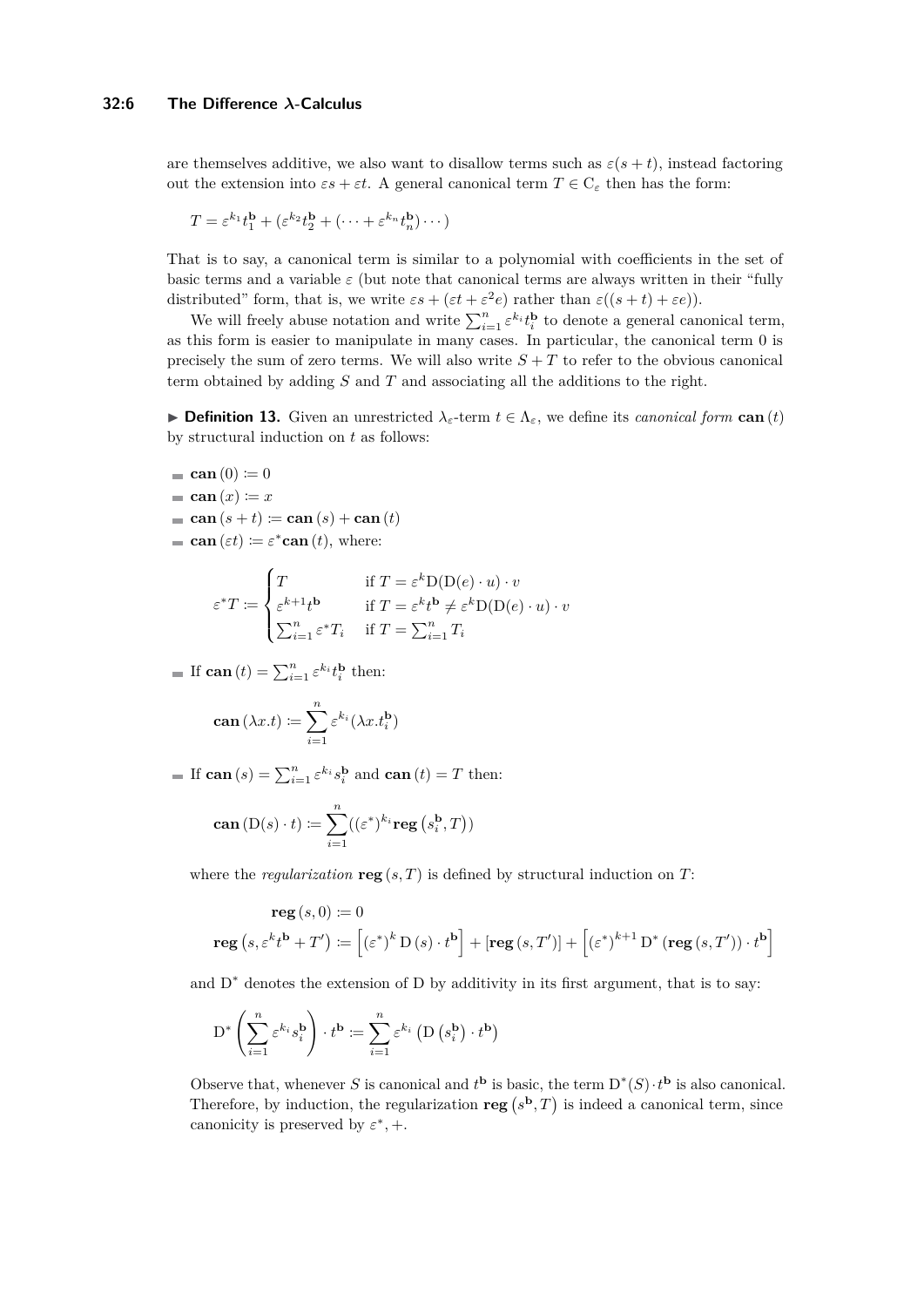are themselves additive, we also want to disallow terms such as $\varepsilon(s+t)$, instead factoring out the extension into $\varepsilon s + \varepsilon t$. A general canonical term $T \in \mathrm{C}_\varepsilon$ then has the form:

$$T = \varepsilon^{k_1} t_1^{\mathbf{b}} + (\varepsilon^{k_2} t_2^{\mathbf{b}} + (\cdots + \varepsilon^{k_n} t_n^{\mathbf{b}}) \cdots)$$

That is to say, a canonical term is similar to a polynomial with coefficients in the set of basic terms and a variable $\varepsilon$ (but note that canonical terms are always written in their "fully distributed" form, that is, we write $\varepsilon s + (\varepsilon t + \varepsilon^2 e)$ rather than $\varepsilon((s+t) + \varepsilon e)$).

We will freely abuse notation and write $\sum_{i=1}^{n} \varepsilon^{k_i} t_i^{\mathbf{b}}$ to denote a general canonical term, as this form is easier to manipulate in many cases. In particular, the canonical term 0 is precisely the sum of zero terms. We will also write $S + T$ to refer to the obvious canonical term obtained by adding $S$ and $T$ and associating all the additions to the right.

▶ **Definition 13.** Given an unrestricted $\lambda_\varepsilon$-term $t \in \Lambda_\varepsilon$, we define its *canonical form* $\mathbf{can}(t)$ by structural induction on $t$ as follows:

- $\mathbf{can}(0) \coloneqq 0$
- $\mathbf{can}(x) \coloneqq x$
- $\mathbf{can}(s+t) \coloneqq \mathbf{can}(s) + \mathbf{can}(t)$
- $\mathbf{can}(\varepsilon t) \coloneqq \varepsilon^* \mathbf{can}(t)$, where:

$$\varepsilon^* T \coloneqq \begin{cases} T & \text{if } T = \varepsilon^k \mathrm{D}(\mathrm{D}(e) \cdot u) \cdot v \\ \varepsilon^{k+1} t^{\mathbf{b}} & \text{if } T = \varepsilon^k t^{\mathbf{b}} \neq \varepsilon^k \mathrm{D}(\mathrm{D}(e) \cdot u) \cdot v \\ \sum_{i=1}^{n} \varepsilon^* T_i & \text{if } T = \sum_{i=1}^{n} T_i \end{cases}$$

- If $\mathbf{can}(t) = \sum_{i=1}^{n} \varepsilon^{k_i} t_i^{\mathbf{b}}$ then:

$$\mathbf{can}(\lambda x.t) \coloneqq \sum_{i=1}^{n} \varepsilon^{k_i} (\lambda x.t_i^{\mathbf{b}})$$

- If $\mathbf{can}(s) = \sum_{i=1}^{n} \varepsilon^{k_i} s_i^{\mathbf{b}}$ and $\mathbf{can}(t) = T$ then:

$$\mathbf{can}(\mathrm{D}(s) \cdot t) \coloneqq \sum_{i=1}^{n} ((\varepsilon^*)^{k_i} \mathbf{reg}(s_i^{\mathbf{b}}, T))$$

  where the *regularization* $\mathbf{reg}(s, T)$ is defined by structural induction on $T$:

$$\mathbf{reg}(s, 0) \coloneqq 0$$
$$\mathbf{reg}(s, \varepsilon^k t^{\mathbf{b}} + T') \coloneqq \left[(\varepsilon^*)^k \mathrm{D}(s) \cdot t^{\mathbf{b}}\right] + [\mathbf{reg}(s, T')] + \left[(\varepsilon^*)^{k+1} \mathrm{D}^*(\mathbf{reg}(s, T')) \cdot t^{\mathbf{b}}\right]$$

  and $\mathrm{D}^*$ denotes the extension of D by additivity in its first argument, that is to say:

$$\mathrm{D}^*\left(\sum_{i=1}^{n} \varepsilon^{k_i} s_i^{\mathbf{b}}\right) \cdot t^{\mathbf{b}} \coloneqq \sum_{i=1}^{n} \varepsilon^{k_i} \left(\mathrm{D}\left(s_i^{\mathbf{b}}\right) \cdot t^{\mathbf{b}}\right)$$

  Observe that, whenever $S$ is canonical and $t^{\mathbf{b}}$ is basic, the term $\mathrm{D}^*(S) \cdot t^{\mathbf{b}}$ is also canonical. Therefore, by induction, the regularization $\mathbf{reg}(s^{\mathbf{b}}, T)$ is indeed a canonical term, since canonicity is preserved by $\varepsilon^*, +$.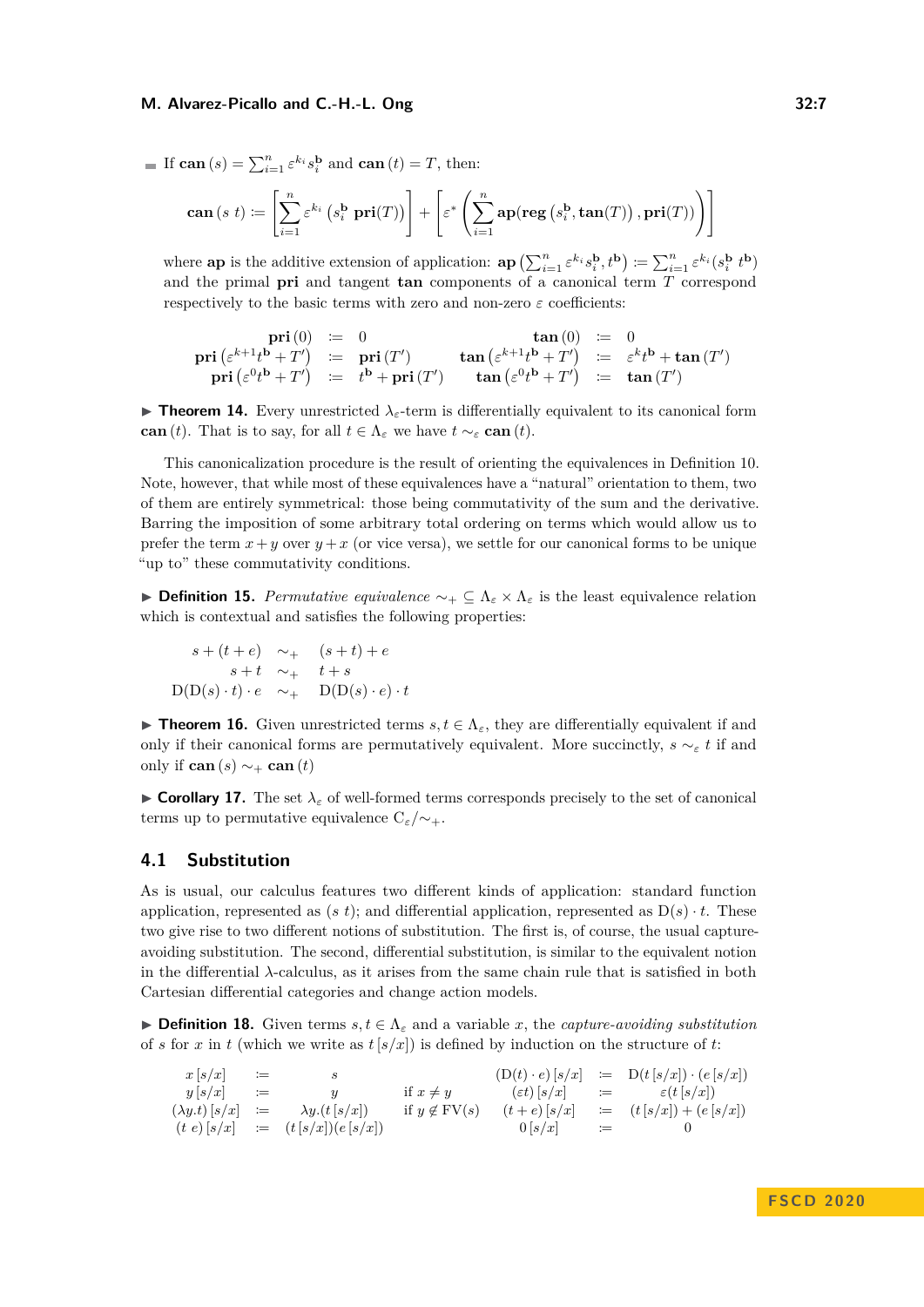- If $\mathbf{can}(s) = \sum_{i=1}^{n} \varepsilon^{k_i} s_i^{\mathbf{b}}$ and $\mathbf{can}(t) = T$, then:

$$\mathbf{can}(s\ t) := \left[\sum_{i=1}^{n} \varepsilon^{k_i} \left(s_i^{\mathbf{b}}\ \mathbf{pri}(T)\right)\right] + \left[\varepsilon^* \left(\sum_{i=1}^{n} \mathbf{ap}(\mathbf{reg}\left(s_i^{\mathbf{b}}, \mathbf{tan}(T)\right), \mathbf{pri}(T))\right)\right]$$

where $\mathbf{ap}$ is the additive extension of application: $\mathbf{ap}\left(\sum_{i=1}^{n} \varepsilon^{k_i} s_i^{\mathbf{b}}, t^{\mathbf{b}}\right) := \sum_{i=1}^{n} \varepsilon^{k_i} (s_i^{\mathbf{b}}\ t^{\mathbf{b}})$ and the primal $\mathbf{pri}$ and tangent $\mathbf{tan}$ components of a canonical term $T$ correspond respectively to the basic terms with zero and non-zero $\varepsilon$ coefficients:

$$\begin{array}{rclrcl}
\mathbf{pri}(0) & := & 0 & \mathbf{tan}(0) & := & 0 \\
\mathbf{pri}\left(\varepsilon^{k+1} t^{\mathbf{b}} + T'\right) & := & \mathbf{pri}(T') & \mathbf{tan}\left(\varepsilon^{k+1} t^{\mathbf{b}} + T'\right) & := & \varepsilon^{k} t^{\mathbf{b}} + \mathbf{tan}(T') \\
\mathbf{pri}\left(\varepsilon^{0} t^{\mathbf{b}} + T'\right) & := & t^{\mathbf{b}} + \mathbf{pri}(T') & \mathbf{tan}\left(\varepsilon^{0} t^{\mathbf{b}} + T'\right) & := & \mathbf{tan}(T')
\end{array}$$

▶ **Theorem 14.** *Every unrestricted $\lambda_\varepsilon$-term is differentially equivalent to its canonical form $\mathbf{can}(t)$. That is to say, for all $t \in \Lambda_\varepsilon$ we have $t \sim_\varepsilon \mathbf{can}(t)$.*

This canonicalization procedure is the result of orienting the equivalences in Definition 10. Note, however, that while most of these equivalences have a "natural" orientation to them, two of them are entirely symmetrical: those being commutativity of the sum and the derivative. Barring the imposition of some arbitrary total ordering on terms which would allow us to prefer the term $x+y$ over $y+x$ (or vice versa), we settle for our canonical forms to be unique "up to" these commutativity conditions.

▶ **Definition 15.** *Permutative equivalence* $\sim_+ \subseteq \Lambda_\varepsilon \times \Lambda_\varepsilon$ is the least equivalence relation which is contextual and satisfies the following properties:

$$\begin{array}{rcl}
s + (t + e) & \sim_+ & (s + t) + e \\
s + t & \sim_+ & t + s \\
\mathrm{D}(\mathrm{D}(s) \cdot t) \cdot e & \sim_+ & \mathrm{D}(\mathrm{D}(s) \cdot e) \cdot t
\end{array}$$

▶ **Theorem 16.** *Given unrestricted terms $s, t \in \Lambda_\varepsilon$, they are differentially equivalent if and only if their canonical forms are permutatively equivalent. More succinctly, $s \sim_\varepsilon t$ if and only if $\mathbf{can}(s) \sim_+ \mathbf{can}(t)$*

▶ **Corollary 17.** *The set $\lambda_\varepsilon$ of well-formed terms corresponds precisely to the set of canonical terms up to permutative equivalence $\mathrm{C}_\varepsilon/\sim_+$.*

## 4.1 Substitution

As is usual, our calculus features two different kinds of application: standard function application, represented as $(s\ t)$; and differential application, represented as $\mathrm{D}(s) \cdot t$. These two give rise to two different notions of substitution. The first is, of course, the usual capture-avoiding substitution. The second, differential substitution, is similar to the equivalent notion in the differential $\lambda$-calculus, as it arises from the same chain rule that is satisfied in both Cartesian differential categories and change action models.

▶ **Definition 18.** Given terms $s, t \in \Lambda_\varepsilon$ and a variable $x$, the *capture-avoiding substitution* of $s$ for $x$ in $t$ (which we write as $t\,[s/x]$) is defined by induction on the structure of $t$:

$$\begin{array}{rclll rcl}
x\,[s/x] & := & s & & & (\mathrm{D}(t) \cdot e)\,[s/x] & := & \mathrm{D}(t\,[s/x]) \cdot (e\,[s/x]) \\
y\,[s/x] & := & y & \text{if } x \neq y & & (\varepsilon t)\,[s/x] & := & \varepsilon(t\,[s/x]) \\
(\lambda y.t)\,[s/x] & := & \lambda y.(t\,[s/x]) & \text{if } y \notin \mathrm{FV}(s) & & (t + e)\,[s/x] & := & (t\,[s/x]) + (e\,[s/x]) \\
(t\ e)\,[s/x] & := & (t\,[s/x])(e\,[s/x]) & & & 0\,[s/x] & := & 0
\end{array}$$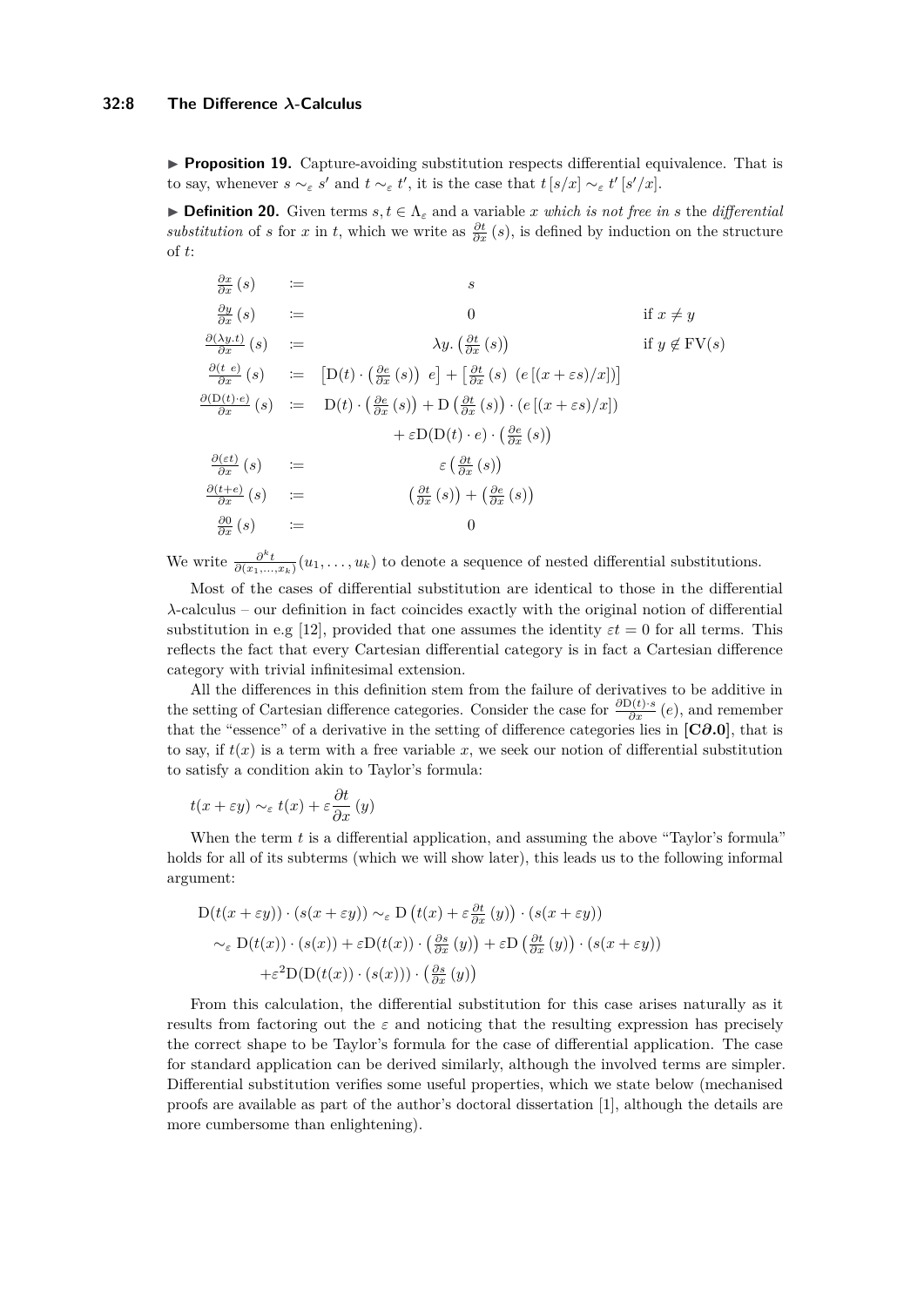▶ **Proposition 19.** Capture-avoiding substitution respects differential equivalence. That is to say, whenever $s \sim_\varepsilon s'$ and $t \sim_\varepsilon t'$, it is the case that $t\,[s/x] \sim_\varepsilon t'\,[s'/x]$.

▶ **Definition 20.** Given terms $s, t \in \Lambda_\varepsilon$ and a variable $x$ *which is not free in* $s$ the *differential substitution* of $s$ for $x$ in $t$, which we write as $\frac{\partial t}{\partial x}(s)$, is defined by induction on the structure of $t$:

$$
\begin{array}{lcll}
\frac{\partial x}{\partial x}(s) & := & s & \\
\frac{\partial y}{\partial x}(s) & := & 0 & \text{if } x \neq y \\
\frac{\partial (\lambda y.t)}{\partial x}(s) & := & \lambda y.\left(\frac{\partial t}{\partial x}(s)\right) & \text{if } y \notin \mathrm{FV}(s) \\
\frac{\partial (t\ e)}{\partial x}(s) & := & \left[\mathrm{D}(t)\cdot\left(\frac{\partial e}{\partial x}(s)\right)\ e\right] + \left[\frac{\partial t}{\partial x}(s)\ \left(e\left[(x+\varepsilon s)/x\right]\right)\right] & \\
\frac{\partial (\mathrm{D}(t)\cdot e)}{\partial x}(s) & := & \mathrm{D}(t)\cdot\left(\frac{\partial e}{\partial x}(s)\right) + \mathrm{D}\left(\frac{\partial t}{\partial x}(s)\right)\cdot\left(e\left[(x+\varepsilon s)/x\right]\right) & \\
 & & +\,\varepsilon\mathrm{D}(\mathrm{D}(t)\cdot e)\cdot\left(\frac{\partial e}{\partial x}(s)\right) & \\
\frac{\partial (\varepsilon t)}{\partial x}(s) & := & \varepsilon\left(\frac{\partial t}{\partial x}(s)\right) & \\
\frac{\partial (t+e)}{\partial x}(s) & := & \left(\frac{\partial t}{\partial x}(s)\right) + \left(\frac{\partial e}{\partial x}(s)\right) & \\
\frac{\partial 0}{\partial x}(s) & := & 0 &
\end{array}
$$

We write $\frac{\partial^k t}{\partial(x_1,\ldots,x_k)}(u_1,\ldots,u_k)$ to denote a sequence of nested differential substitutions.

Most of the cases of differential substitution are identical to those in the differential $\lambda$-calculus – our definition in fact coincides exactly with the original notion of differential substitution in e.g [12], provided that one assumes the identity $\varepsilon t = 0$ for all terms. This reflects the fact that every Cartesian differential category is in fact a Cartesian difference category with trivial infinitesimal extension.

All the differences in this definition stem from the failure of derivatives to be additive in the setting of Cartesian difference categories. Consider the case for $\frac{\partial \mathrm{D}(t)\cdot s}{\partial x}(e)$, and remember that the "essence" of a derivative in the setting of difference categories lies in **[C$\boldsymbol{\partial}$.0]**, that is to say, if $t(x)$ is a term with a free variable $x$, we seek our notion of differential substitution to satisfy a condition akin to Taylor's formula:

$$t(x+\varepsilon y) \sim_\varepsilon t(x) + \varepsilon\frac{\partial t}{\partial x}(y)$$

When the term $t$ is a differential application, and assuming the above "Taylor's formula" holds for all of its subterms (which we will show later), this leads us to the following informal argument:

$$
\begin{aligned}
\mathrm{D}(t(x+\varepsilon y))\cdot(s(x+\varepsilon y)) &\sim_\varepsilon \mathrm{D}\left(t(x)+\varepsilon\tfrac{\partial t}{\partial x}(y)\right)\cdot(s(x+\varepsilon y)) \\
&\sim_\varepsilon \mathrm{D}(t(x))\cdot(s(x)) + \varepsilon\mathrm{D}(t(x))\cdot\left(\tfrac{\partial s}{\partial x}(y)\right) + \varepsilon\mathrm{D}\left(\tfrac{\partial t}{\partial x}(y)\right)\cdot(s(x+\varepsilon y)) \\
&\quad +\varepsilon^2\mathrm{D}(\mathrm{D}(t(x))\cdot(s(x)))\cdot\left(\tfrac{\partial s}{\partial x}(y)\right)
\end{aligned}
$$

From this calculation, the differential substitution for this case arises naturally as it results from factoring out the $\varepsilon$ and noticing that the resulting expression has precisely the correct shape to be Taylor's formula for the case of differential application. The case for standard application can be derived similarly, although the involved terms are simpler. Differential substitution verifies some useful properties, which we state below (mechanised proofs are available as part of the author's doctoral dissertation [1], although the details are more cumbersome than enlightening).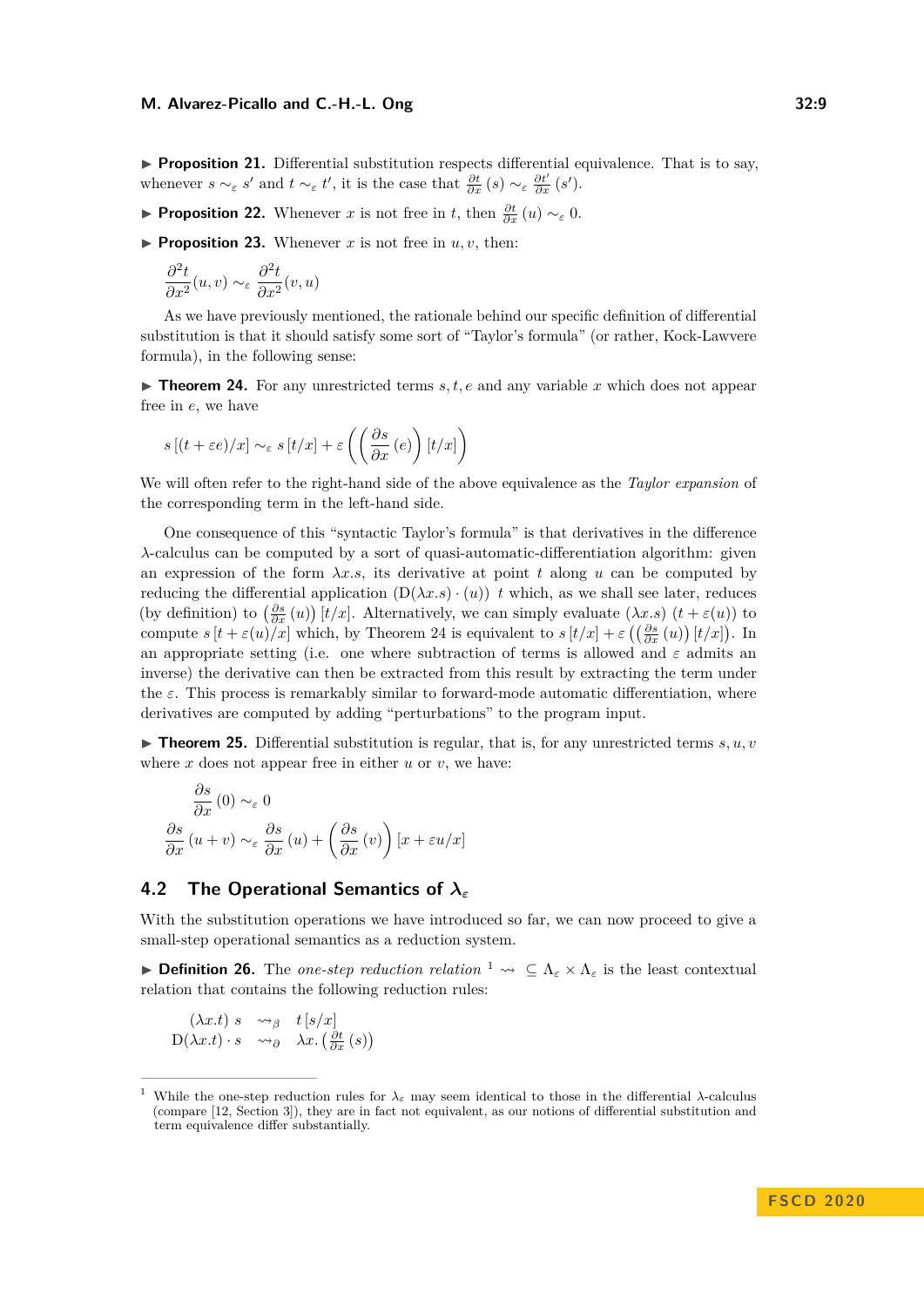▶ **Proposition 21.** Differential substitution respects differential equivalence. That is to say, whenever $s \sim_\varepsilon s'$ and $t \sim_\varepsilon t'$, it is the case that $\frac{\partial t}{\partial x}(s) \sim_\varepsilon \frac{\partial t'}{\partial x}(s')$.

▶ **Proposition 22.** Whenever $x$ is not free in $t$, then $\frac{\partial t}{\partial x}(u) \sim_\varepsilon 0$.

▶ **Proposition 23.** Whenever $x$ is not free in $u, v$, then:

$$\frac{\partial^2 t}{\partial x^2}(u, v) \sim_\varepsilon \frac{\partial^2 t}{\partial x^2}(v, u)$$

As we have previously mentioned, the rationale behind our specific definition of differential substitution is that it should satisfy some sort of "Taylor's formula" (or rather, Kock-Lawvere formula), in the following sense:

▶ **Theorem 24.** For any unrestricted terms $s, t, e$ and any variable $x$ which does not appear free in $e$, we have

$$s\left[(t + \varepsilon e)/x\right] \sim_\varepsilon s\left[t/x\right] + \varepsilon\left(\left(\frac{\partial s}{\partial x}(e)\right)\left[t/x\right]\right)$$

We will often refer to the right-hand side of the above equivalence as the *Taylor expansion* of the corresponding term in the left-hand side.

One consequence of this "syntactic Taylor's formula" is that derivatives in the difference $\lambda$-calculus can be computed by a sort of quasi-automatic-differentiation algorithm: given an expression of the form $\lambda x.s$, its derivative at point $t$ along $u$ can be computed by reducing the differential application $(\mathrm{D}(\lambda x.s) \cdot (u))\ t$ which, as we shall see later, reduces (by definition) to $\left(\frac{\partial s}{\partial x}(u)\right)[t/x]$. Alternatively, we can simply evaluate $(\lambda x.s)\ (t + \varepsilon(u))$ to compute $s\left[t + \varepsilon(u)/x\right]$ which, by Theorem 24 is equivalent to $s\left[t/x\right] + \varepsilon\left(\left(\frac{\partial s}{\partial x}(u)\right)[t/x]\right)$. In an appropriate setting (i.e. one where subtraction of terms is allowed and $\varepsilon$ admits an inverse) the derivative can then be extracted from this result by extracting the term under the $\varepsilon$. This process is remarkably similar to forward-mode automatic differentiation, where derivatives are computed by adding "perturbations" to the program input.

▶ **Theorem 25.** Differential substitution is regular, that is, for any unrestricted terms $s, u, v$ where $x$ does not appear free in either $u$ or $v$, we have:

$$\frac{\partial s}{\partial x}(0) \sim_\varepsilon 0$$

$$\frac{\partial s}{\partial x}(u + v) \sim_\varepsilon \frac{\partial s}{\partial x}(u) + \left(\frac{\partial s}{\partial x}(v)\right)[x + \varepsilon u/x]$$

## 4.2 The Operational Semantics of $\lambda_\varepsilon$

With the substitution operations we have introduced so far, we can now proceed to give a small-step operational semantics as a reduction system.

▶ **Definition 26.** The *one-step reduction relation* [1] $\rightsquigarrow\ \subseteq \Lambda_\varepsilon \times \Lambda_\varepsilon$ is the least contextual relation that contains the following reduction rules:

$$\begin{aligned}
(\lambda x.t)\ s &\rightsquigarrow_\beta t\left[s/x\right] \\
\mathrm{D}(\lambda x.t) \cdot s &\rightsquigarrow_\partial \lambda x.\left(\tfrac{\partial t}{\partial x}(s)\right)
\end{aligned}$$

[1] While the one-step reduction rules for $\lambda_\varepsilon$ may seem identical to those in the differential $\lambda$-calculus (compare [12, Section 3]), they are in fact not equivalent, as our notions of differential substitution and term equivalence differ substantially.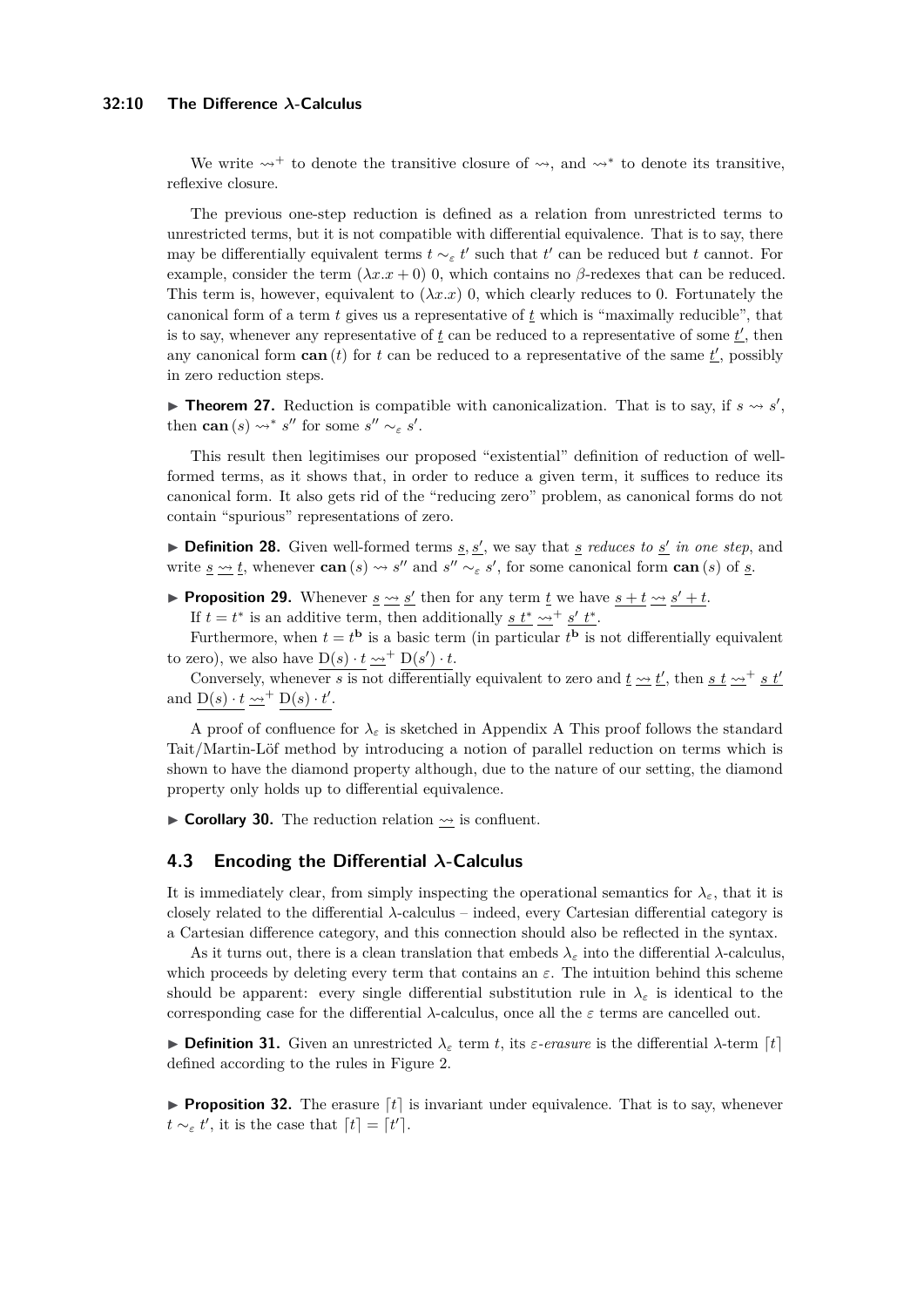We write $\rightsquigarrow^+$ to denote the transitive closure of $\rightsquigarrow$, and $\rightsquigarrow^*$ to denote its transitive, reflexive closure.

The previous one-step reduction is defined as a relation from unrestricted terms to unrestricted terms, but it is not compatible with differential equivalence. That is to say, there may be differentially equivalent terms $t \sim_\varepsilon t'$ such that $t'$ can be reduced but $t$ cannot. For example, consider the term $(\lambda x.x + 0)\ 0$, which contains no $\beta$-redexes that can be reduced. This term is, however, equivalent to $(\lambda x.x)\ 0$, which clearly reduces to 0. Fortunately the canonical form of a term $t$ gives us a representative of $\underline{t}$ which is "maximally reducible", that is to say, whenever any representative of $\underline{t}$ can be reduced to a representative of some $\underline{t'}$, then any canonical form $\mathbf{can}(t)$ for $t$ can be reduced to a representative of the same $\underline{t'}$, possibly in zero reduction steps.

▶ **Theorem 27.** Reduction is compatible with canonicalization. That is to say, if $s \rightsquigarrow s'$, then $\mathbf{can}(s) \rightsquigarrow^* s''$ for some $s'' \sim_\varepsilon s'$.

This result then legitimises our proposed "existential" definition of reduction of well-formed terms, as it shows that, in order to reduce a given term, it suffices to reduce its canonical form. It also gets rid of the "reducing zero" problem, as canonical forms do not contain "spurious" representations of zero.

▶ **Definition 28.** Given well-formed terms $\underline{s}, \underline{s'}$, we say that $\underline{s}$ *reduces to* $\underline{s'}$ *in one step*, and write $\underline{s} \,\underline{\rightsquigarrow}\, \underline{t}$, whenever $\mathbf{can}(s) \rightsquigarrow s''$ and $s'' \sim_\varepsilon s'$, for some canonical form $\mathbf{can}(s)$ of $\underline{s}$.

▶ **Proposition 29.** Whenever $\underline{s} \,\underline{\rightsquigarrow}\, \underline{s'}$ then for any term $\underline{t}$ we have $\underline{s + t} \,\underline{\rightsquigarrow}\, \underline{s' + t}$.

If $t = t^*$ is an additive term, then additionally $\underline{s\ t^*} \,\underline{\rightsquigarrow}^+\, \underline{s'\ t^*}$.

Furthermore, when $t = t^{\mathbf{b}}$ is a basic term (in particular $t^{\mathbf{b}}$ is not differentially equivalent to zero), we also have $\underline{\mathrm{D}(s) \cdot t} \,\underline{\rightsquigarrow}^+\, \underline{\mathrm{D}(s') \cdot t}$.

Conversely, whenever $s$ is not differentially equivalent to zero and $\underline{t} \,\underline{\rightsquigarrow}\, \underline{t'}$, then $\underline{s\ t} \,\underline{\rightsquigarrow}^+\, \underline{s\ t'}$ and $\underline{\mathrm{D}(s) \cdot t} \,\underline{\rightsquigarrow}^+\, \underline{\mathrm{D}(s) \cdot t'}$.

A proof of confluence for $\lambda_\varepsilon$ is sketched in Appendix A This proof follows the standard Tait/Martin-Löf method by introducing a notion of parallel reduction on terms which is shown to have the diamond property although, due to the nature of our setting, the diamond property only holds up to differential equivalence.

▶ **Corollary 30.** The reduction relation $\underline{\rightsquigarrow}$ is confluent.

## 4.3 Encoding the Differential $\lambda$-Calculus

It is immediately clear, from simply inspecting the operational semantics for $\lambda_\varepsilon$, that it is closely related to the differential $\lambda$-calculus – indeed, every Cartesian differential category is a Cartesian difference category, and this connection should also be reflected in the syntax.

As it turns out, there is a clean translation that embeds $\lambda_\varepsilon$ into the differential $\lambda$-calculus, which proceeds by deleting every term that contains an $\varepsilon$. The intuition behind this scheme should be apparent: every single differential substitution rule in $\lambda_\varepsilon$ is identical to the corresponding case for the differential $\lambda$-calculus, once all the $\varepsilon$ terms are cancelled out.

▶ **Definition 31.** Given an unrestricted $\lambda_\varepsilon$ term $t$, its $\varepsilon$*-erasure* is the differential $\lambda$-term $\lceil t \rceil$ defined according to the rules in Figure 2.

▶ **Proposition 32.** The erasure $\lceil t \rceil$ is invariant under equivalence. That is to say, whenever $t \sim_\varepsilon t'$, it is the case that $\lceil t \rceil = \lceil t' \rceil$.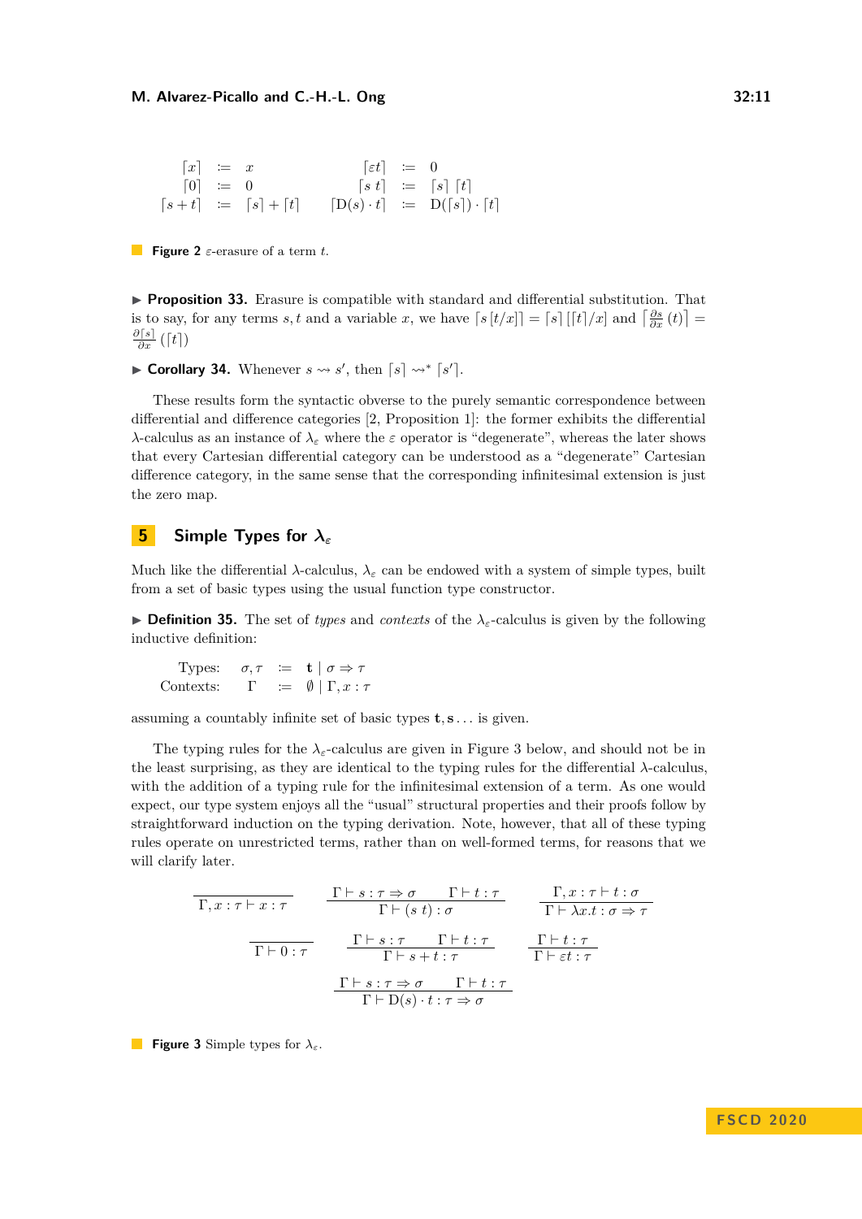$$
\begin{array}{rclrcl}
\lceil x \rceil & \coloneqq & x & \lceil \varepsilon t \rceil & \coloneqq & 0 \\
\lceil 0 \rceil & \coloneqq & 0 & \lceil s\ t \rceil & \coloneqq & \lceil s \rceil\ \lceil t \rceil \\
\lceil s + t \rceil & \coloneqq & \lceil s \rceil + \lceil t \rceil & \lceil \mathrm{D}(s) \cdot t \rceil & \coloneqq & \mathrm{D}(\lceil s \rceil) \cdot \lceil t \rceil
\end{array}
$$

**Figure 2** $\varepsilon$-erasure of a term $t$.

▶ **Proposition 33.** Erasure is compatible with standard and differential substitution. That is to say, for any terms $s, t$ and a variable $x$, we have $\lceil s\,[t/x] \rceil = \lceil s \rceil\,[\lceil t \rceil/x]$ and $\left\lceil \frac{\partial s}{\partial x}(t) \right\rceil = \frac{\partial \lceil s \rceil}{\partial x}(\lceil t \rceil)$

▶ **Corollary 34.** Whenever $s \rightsquigarrow s'$, then $\lceil s \rceil \rightsquigarrow^* \lceil s' \rceil$.

These results form the syntactic obverse to the purely semantic correspondence between differential and difference categories [2, Proposition 1]: the former exhibits the differential $\lambda$-calculus as an instance of $\lambda_\varepsilon$ where the $\varepsilon$ operator is "degenerate", whereas the later shows that every Cartesian differential category can be understood as a "degenerate" Cartesian difference category, in the same sense that the corresponding infinitesimal extension is just the zero map.

## 5 Simple Types for $\lambda_\varepsilon$

Much like the differential $\lambda$-calculus, $\lambda_\varepsilon$ can be endowed with a system of simple types, built from a set of basic types using the usual function type constructor.

▶ **Definition 35.** The set of *types* and *contexts* of the $\lambda_\varepsilon$-calculus is given by the following inductive definition:

$$
\begin{array}{rrcl}
\text{Types:} & \sigma, \tau & \coloneqq & \mathbf{t} \mid \sigma \Rightarrow \tau \\
\text{Contexts:} & \Gamma & \coloneqq & \emptyset \mid \Gamma, x : \tau
\end{array}
$$

assuming a countably infinite set of basic types $\mathbf{t}, \mathbf{s} \ldots$ is given.

The typing rules for the $\lambda_\varepsilon$-calculus are given in Figure 3 below, and should not be in the least surprising, as they are identical to the typing rules for the differential $\lambda$-calculus, with the addition of a typing rule for the infinitesimal extension of a term. As one would expect, our type system enjoys all the "usual" structural properties and their proofs follow by straightforward induction on the typing derivation. Note, however, that all of these typing rules operate on unrestricted terms, rather than on well-formed terms, for reasons that we will clarify later.

$$
\frac{}{\Gamma, x : \tau \vdash x : \tau}
\qquad
\frac{\Gamma \vdash s : \tau \Rightarrow \sigma \qquad \Gamma \vdash t : \tau}{\Gamma \vdash (s\ t) : \sigma}
\qquad
\frac{\Gamma, x : \tau \vdash t : \sigma}{\Gamma \vdash \lambda x.t : \sigma \Rightarrow \tau}
$$

$$
\frac{}{\Gamma \vdash 0 : \tau}
\qquad
\frac{\Gamma \vdash s : \tau \qquad \Gamma \vdash t : \tau}{\Gamma \vdash s + t : \tau}
\qquad
\frac{\Gamma \vdash t : \tau}{\Gamma \vdash \varepsilon t : \tau}
$$

$$
\frac{\Gamma \vdash s : \tau \Rightarrow \sigma \qquad \Gamma \vdash t : \tau}{\Gamma \vdash \mathrm{D}(s) \cdot t : \tau \Rightarrow \sigma}
$$

**Figure 3** Simple types for $\lambda_\varepsilon$.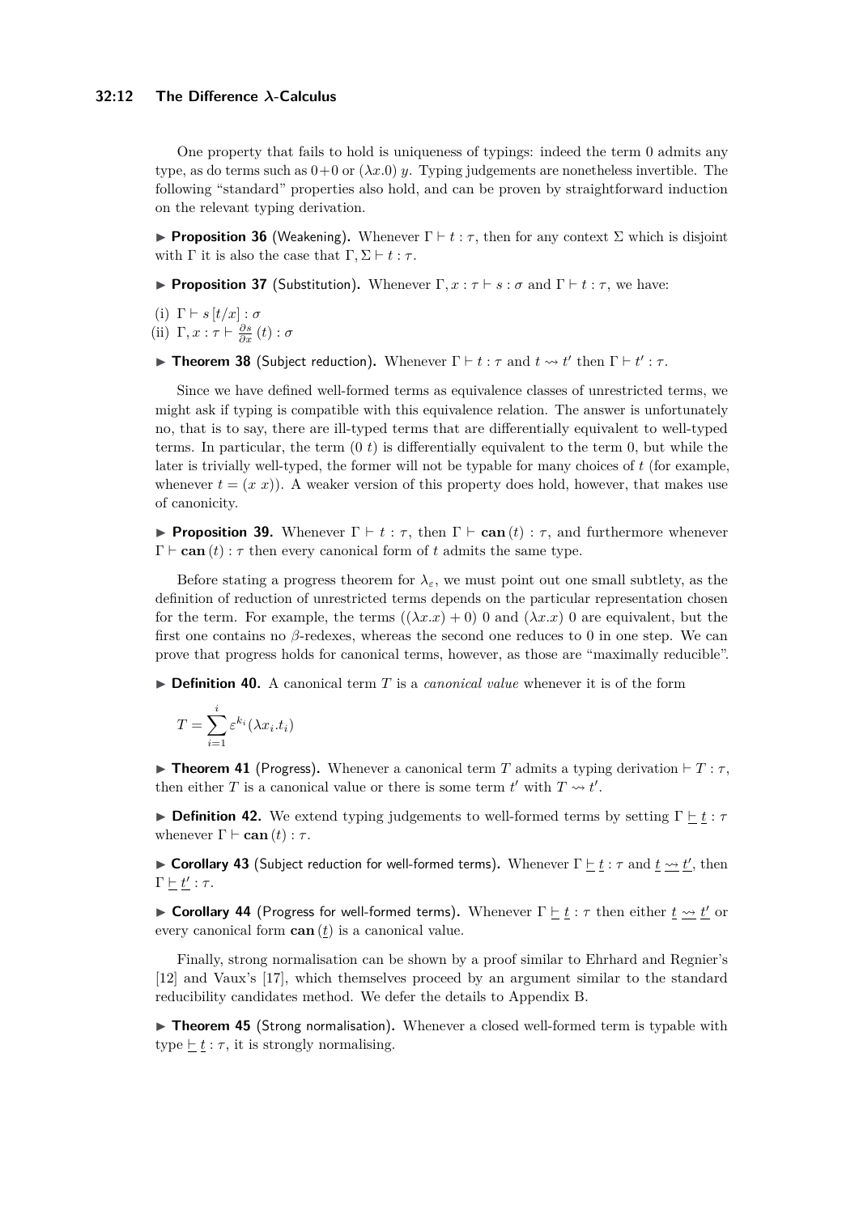One property that fails to hold is uniqueness of typings: indeed the term 0 admits any type, as do terms such as $0+0$ or $(\lambda x.0)\ y$. Typing judgements are nonetheless invertible. The following "standard" properties also hold, and can be proven by straightforward induction on the relevant typing derivation.

▶ **Proposition 36** (Weakening)**.** Whenever $\Gamma \vdash t : \tau$, then for any context $\Sigma$ which is disjoint with $\Gamma$ it is also the case that $\Gamma, \Sigma \vdash t : \tau$.

▶ **Proposition 37** (Substitution)**.** Whenever $\Gamma, x : \tau \vdash s : \sigma$ and $\Gamma \vdash t : \tau$, we have:

(i) $\Gamma \vdash s\,[t/x] : \sigma$
(ii) $\Gamma, x : \tau \vdash \frac{\partial s}{\partial x}\,(t) : \sigma$

▶ **Theorem 38** (Subject reduction)**.** Whenever $\Gamma \vdash t : \tau$ and $t \rightsquigarrow t'$ then $\Gamma \vdash t' : \tau$.

Since we have defined well-formed terms as equivalence classes of unrestricted terms, we might ask if typing is compatible with this equivalence relation. The answer is unfortunately no, that is to say, there are ill-typed terms that are differentially equivalent to well-typed terms. In particular, the term $(0\ t)$ is differentially equivalent to the term 0, but while the later is trivially well-typed, the former will not be typable for many choices of $t$ (for example, whenever $t = (x\ x)$). A weaker version of this property does hold, however, that makes use of canonicity.

▶ **Proposition 39.** Whenever $\Gamma \vdash t : \tau$, then $\Gamma \vdash \mathbf{can}\,(t) : \tau$, and furthermore whenever $\Gamma \vdash \mathbf{can}\,(t) : \tau$ then every canonical form of $t$ admits the same type.

Before stating a progress theorem for $\lambda_\varepsilon$, we must point out one small subtlety, as the definition of reduction of unrestricted terms depends on the particular representation chosen for the term. For example, the terms $((\lambda x.x) + 0)\ 0$ and $(\lambda x.x)\ 0$ are equivalent, but the first one contains no $\beta$-redexes, whereas the second one reduces to 0 in one step. We can prove that progress holds for canonical terms, however, as those are "maximally reducible".

▶ **Definition 40.** A canonical term $T$ is a *canonical value* whenever it is of the form

$$T = \sum_{i=1}^{i} \varepsilon^{k_i}(\lambda x_i.t_i)$$

▶ **Theorem 41** (Progress)**.** Whenever a canonical term $T$ admits a typing derivation $\vdash T : \tau$, then either $T$ is a canonical value or there is some term $t'$ with $T \rightsquigarrow t'$.

▶ **Definition 42.** We extend typing judgements to well-formed terms by setting $\Gamma \,\underline{\vdash}\, \underline{t} : \tau$ whenever $\Gamma \vdash \mathbf{can}\,(t) : \tau$.

▶ **Corollary 43** (Subject reduction for well-formed terms)**.** Whenever $\Gamma \,\underline{\vdash}\, \underline{t} : \tau$ and $\underline{t} \,\underline{\rightsquigarrow}\, \underline{t'}$, then $\Gamma \,\underline{\vdash}\, \underline{t'} : \tau$.

▶ **Corollary 44** (Progress for well-formed terms)**.** Whenever $\Gamma \,\underline{\vdash}\, \underline{t} : \tau$ then either $\underline{t} \,\underline{\rightsquigarrow}\, \underline{t'}$ or every canonical form $\mathbf{can}\,(\underline{t})$ is a canonical value.

Finally, strong normalisation can be shown by a proof similar to Ehrhard and Regnier's [12] and Vaux's [17], which themselves proceed by an argument similar to the standard reducibility candidates method. We defer the details to Appendix B.

▶ **Theorem 45** (Strong normalisation)**.** Whenever a closed well-formed term is typable with type $\underline{\vdash}\, \underline{t} : \tau$, it is strongly normalising.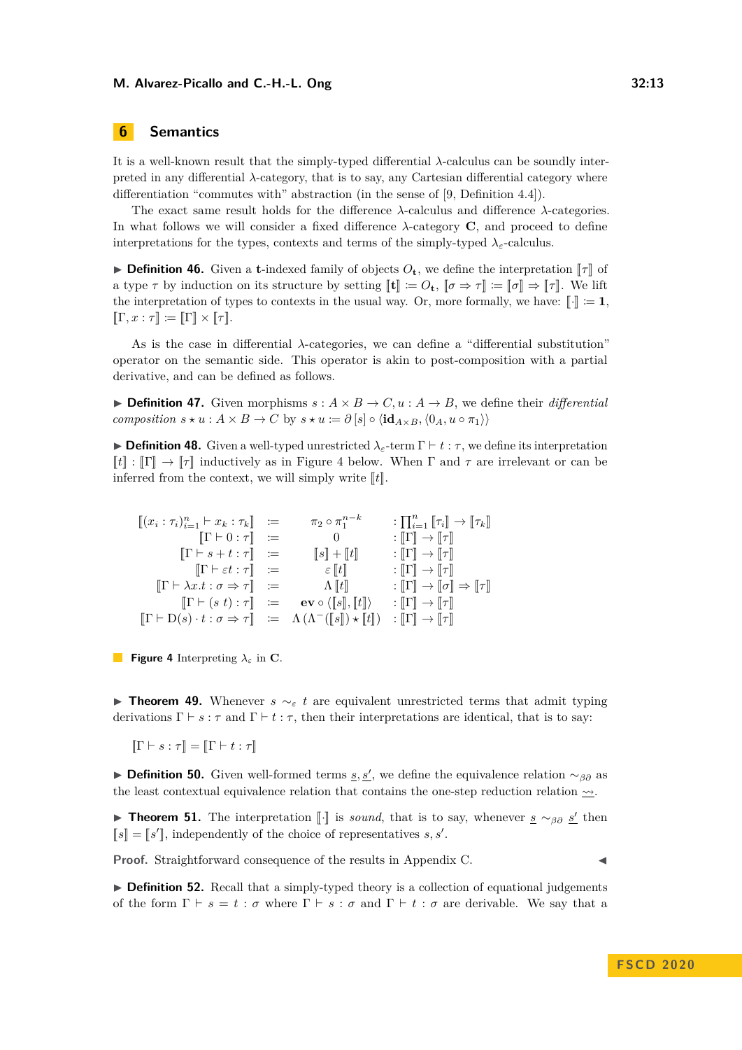## 6 Semantics

It is a well-known result that the simply-typed differential $\lambda$-calculus can be soundly interpreted in any differential $\lambda$-category, that is to say, any Cartesian differential category where differentiation "commutes with" abstraction (in the sense of [9, Definition 4.4]).

The exact same result holds for the difference $\lambda$-calculus and difference $\lambda$-categories. In what follows we will consider a fixed difference $\lambda$-category $\mathbf{C}$, and proceed to define interpretations for the types, contexts and terms of the simply-typed $\lambda_\varepsilon$-calculus.

▶ **Definition 46.** Given a $\mathbf{t}$-indexed family of objects $O_\mathbf{t}$, we define the interpretation $[\![\tau]\!]$ of a type $\tau$ by induction on its structure by setting $[\![\mathbf{t}]\!] := O_\mathbf{t}$, $[\![\sigma \Rightarrow \tau]\!] := [\![\sigma]\!] \Rightarrow [\![\tau]\!]$. We lift the interpretation of types to contexts in the usual way. Or, more formally, we have: $[\![\cdot]\!] := \mathbf{1}$, $[\![\Gamma, x : \tau]\!] := [\![\Gamma]\!] \times [\![\tau]\!]$.

As is the case in differential $\lambda$-categories, we can define a "differential substitution" operator on the semantic side. This operator is akin to post-composition with a partial derivative, and can be defined as follows.

▶ **Definition 47.** Given morphisms $s : A \times B \to C, u : A \to B$, we define their *differential composition* $s \star u : A \times B \to C$ by $s \star u := \partial[s] \circ \langle \mathbf{id}_{A\times B}, \langle 0_A, u \circ \pi_1 \rangle\rangle$

▶ **Definition 48.** Given a well-typed unrestricted $\lambda_\varepsilon$-term $\Gamma \vdash t : \tau$, we define its interpretation $[\![t]\!] : [\![\Gamma]\!] \to [\![\tau]\!]$ inductively as in Figure 4 below. When $\Gamma$ and $\tau$ are irrelevant or can be inferred from the context, we will simply write $[\![t]\!]$.

$$
\begin{array}{rcll}
[\![(x_i : \tau_i)_{i=1}^n \vdash x_k : \tau_k]\!] & := & \pi_2 \circ \pi_1^{n-k} & : \prod_{i=1}^n [\![\tau_i]\!] \to [\![\tau_k]\!] \\
[\![\Gamma \vdash 0 : \tau]\!] & := & 0 & : [\![\Gamma]\!] \to [\![\tau]\!] \\
[\![\Gamma \vdash s + t : \tau]\!] & := & [\![s]\!] + [\![t]\!] & : [\![\Gamma]\!] \to [\![\tau]\!] \\
[\![\Gamma \vdash \varepsilon t : \tau]\!] & := & \varepsilon\, [\![t]\!] & : [\![\Gamma]\!] \to [\![\tau]\!] \\
[\![\Gamma \vdash \lambda x.t : \sigma \Rightarrow \tau]\!] & := & \Lambda\, [\![t]\!] & : [\![\Gamma]\!] \to [\![\sigma]\!] \Rightarrow [\![\tau]\!] \\
[\![\Gamma \vdash (s\ t) : \tau]\!] & := & \mathbf{ev} \circ \langle [\![s]\!], [\![t]\!] \rangle & : [\![\Gamma]\!] \to [\![\tau]\!] \\
[\![\Gamma \vdash \mathrm{D}(s) \cdot t : \sigma \Rightarrow \tau]\!] & := & \Lambda\,(\Lambda^-([\![s]\!]) \star [\![t]\!]) & : [\![\Gamma]\!] \to [\![\tau]\!]
\end{array}
$$

**Figure 4** Interpreting $\lambda_\varepsilon$ in $\mathbf{C}$.

▶ **Theorem 49.** Whenever $s \sim_\varepsilon t$ are equivalent unrestricted terms that admit typing derivations $\Gamma \vdash s : \tau$ and $\Gamma \vdash t : \tau$, then their interpretations are identical, that is to say:

$$[\![\Gamma \vdash s : \tau]\!] = [\![\Gamma \vdash t : \tau]\!]$$

▶ **Definition 50.** Given well-formed terms $\underline{s}, \underline{s'}$, we define the equivalence relation $\sim_{\beta\partial}$ as the least contextual equivalence relation that contains the one-step reduction relation $\underset{\sim}{\rightsquigarrow}$.

▶ **Theorem 51.** The interpretation $[\![\cdot]\!]$ is *sound*, that is to say, whenever $\underline{s} \sim_{\beta\partial} \underline{s'}$ then $[\![s]\!] = [\![s']\!]$, independently of the choice of representatives $s, s'$.

**Proof.** Straightforward consequence of the results in Appendix C. ◀

▶ **Definition 52.** Recall that a simply-typed theory is a collection of equational judgements of the form $\Gamma \vdash s = t : \sigma$ where $\Gamma \vdash s : \sigma$ and $\Gamma \vdash t : \sigma$ are derivable. We say that a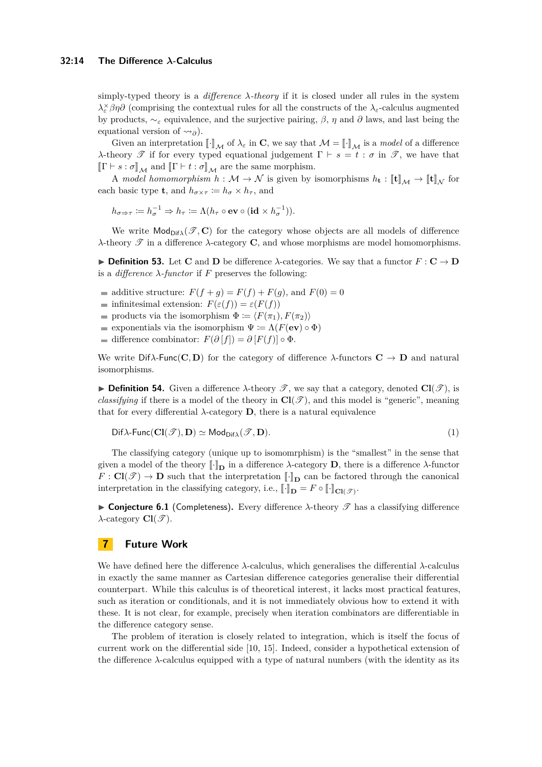simply-typed theory is a *difference λ-theory* if it is closed under all rules in the system $\lambda_\varepsilon^\times\beta\eta\partial$ (comprising the contextual rules for all the constructs of the $\lambda_\varepsilon$-calculus augmented by products, $\sim_\varepsilon$ equivalence, and the surjective pairing, $\beta$, $\eta$ and $\partial$ laws, and last being the equational version of $\rightsquigarrow_\partial$).

Given an interpretation $[\![\cdot]\!]_\mathcal{M}$ of $\lambda_\varepsilon$ in $\mathbf{C}$, we say that $\mathcal{M} = [\![\cdot]\!]_\mathcal{M}$ is a *model* of a difference λ-theory $\mathscr{T}$ if for every typed equational judgement $\Gamma \vdash s = t : \sigma$ in $\mathscr{T}$, we have that $[\![\Gamma \vdash s : \sigma]\!]_\mathcal{M}$ and $[\![\Gamma \vdash t : \sigma]\!]_\mathcal{M}$ are the same morphism.

A *model homomorphism* $h : \mathcal{M} \to \mathcal{N}$ is given by isomorphisms $h_\mathbf{t} : [\![\mathbf{t}]\!]_\mathcal{M} \to [\![\mathbf{t}]\!]_\mathcal{N}$ for each basic type $\mathbf{t}$, and $h_{\sigma\times\tau} := h_\sigma \times h_\tau$, and

$$h_{\sigma\Rightarrow\tau} := h_\sigma^{-1} \Rightarrow h_\tau := \Lambda(h_\tau \circ \mathbf{ev} \circ (\mathbf{id} \times h_\sigma^{-1})).$$

We write $\mathsf{Mod}_{\mathsf{Dif}\lambda}(\mathscr{T}, \mathbf{C})$ for the category whose objects are all models of difference λ-theory $\mathscr{T}$ in a difference λ-category $\mathbf{C}$, and whose morphisms are model homomorphisms.

▶ **Definition 53.** Let $\mathbf{C}$ and $\mathbf{D}$ be difference λ-categories. We say that a functor $F : \mathbf{C} \to \mathbf{D}$ is a *difference λ-functor* if $F$ preserves the following:

- additive structure: $F(f + g) = F(f) + F(g)$, and $F(0) = 0$
- infinitesimal extension: $F(\varepsilon(f)) = \varepsilon(F(f))$
- products via the isomorphism $\Phi := \langle F(\pi_1), F(\pi_2)\rangle$
- exponentials via the isomorphism $\Psi := \Lambda(F(\mathbf{ev}) \circ \Phi)$
- difference combinator: $F(\partial[f]) = \partial[F(f)] \circ \Phi$.

We write $\mathsf{Dif}\lambda\text{-}\mathsf{Func}(\mathbf{C}, \mathbf{D})$ for the category of difference λ-functors $\mathbf{C} \to \mathbf{D}$ and natural isomorphisms.

▶ **Definition 54.** Given a difference λ-theory $\mathscr{T}$, we say that a category, denoted $\mathbf{Cl}(\mathscr{T})$, is *classifying* if there is a model of the theory in $\mathbf{Cl}(\mathscr{T})$, and this model is "generic", meaning that for every differential λ-category $\mathbf{D}$, there is a natural equivalence

$$\mathsf{Dif}\lambda\text{-}\mathsf{Func}(\mathbf{Cl}(\mathscr{T}), \mathbf{D}) \simeq \mathsf{Mod}_{\mathsf{Dif}\lambda}(\mathscr{T}, \mathbf{D}). \tag{1}$$

The classifying category (unique up to isomomrphism) is the "smallest" in the sense that given a model of the theory $[\![\cdot]\!]_\mathbf{D}$ in a difference λ-category $\mathbf{D}$, there is a difference λ-functor $F : \mathbf{Cl}(\mathscr{T}) \to \mathbf{D}$ such that the interpretation $[\![\cdot]\!]_\mathbf{D}$ can be factored through the canonical interpretation in the classifying category, i.e., $[\![\cdot]\!]_\mathbf{D} = F \circ [\![\cdot]\!]_{\mathbf{Cl}(\mathscr{T})}$.

▶ **Conjecture 6.1** (Completeness)**.** Every difference λ-theory $\mathscr{T}$ has a classifying difference λ-category $\mathbf{Cl}(\mathscr{T})$.

## 7 Future Work

We have defined here the difference λ-calculus, which generalises the differential λ-calculus in exactly the same manner as Cartesian difference categories generalise their differential counterpart. While this calculus is of theoretical interest, it lacks most practical features, such as iteration or conditionals, and it is not immediately obvious how to extend it with these. It is not clear, for example, precisely when iteration combinators are differentiable in the difference category sense.

The problem of iteration is closely related to integration, which is itself the focus of current work on the differential side [10, 15]. Indeed, consider a hypothetical extension of the difference λ-calculus equipped with a type of natural numbers (with the identity as its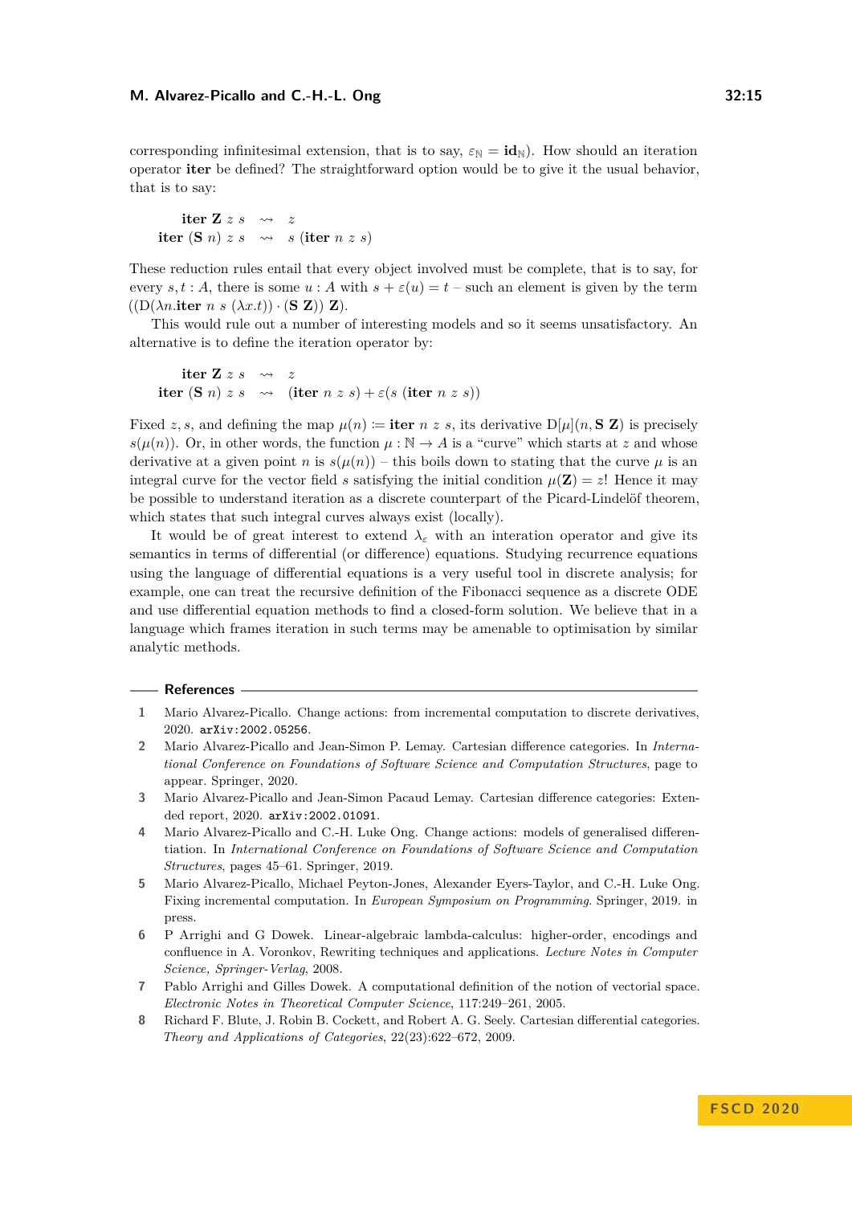corresponding infinitesimal extension, that is to say, $\varepsilon_{\mathbb{N}} = \mathbf{id}_{\mathbb{N}}$). How should an iteration operator **iter** be defined? The straightforward option would be to give it the usual behavior, that is to say:

$$\begin{aligned} \mathbf{iter}\ \mathbf{Z}\ z\ s &\rightsquigarrow z \\ \mathbf{iter}\ (\mathbf{S}\ n)\ z\ s &\rightsquigarrow s\ (\mathbf{iter}\ n\ z\ s) \end{aligned}$$

These reduction rules entail that every object involved must be complete, that is to say, for every $s, t : A$, there is some $u : A$ with $s + \varepsilon(u) = t$ – such an element is given by the term $((\mathrm{D}(\lambda n.\mathbf{iter}\ n\ s\ (\lambda x.t)) \cdot (\mathbf{S}\ \mathbf{Z}))\ \mathbf{Z})$.

This would rule out a number of interesting models and so it seems unsatisfactory. An alternative is to define the iteration operator by:

$$\begin{aligned} \mathbf{iter}\ \mathbf{Z}\ z\ s &\rightsquigarrow z \\ \mathbf{iter}\ (\mathbf{S}\ n)\ z\ s &\rightsquigarrow (\mathbf{iter}\ n\ z\ s) + \varepsilon(s\ (\mathbf{iter}\ n\ z\ s)) \end{aligned}$$

Fixed $z, s$, and defining the map $\mu(n) \coloneqq \mathbf{iter}\ n\ z\ s$, its derivative $\mathrm{D}[\mu](n, \mathbf{S}\ \mathbf{Z})$ is precisely $s(\mu(n))$. Or, in other words, the function $\mu : \mathbb{N} \to A$ is a "curve" which starts at $z$ and whose derivative at a given point $n$ is $s(\mu(n))$ – this boils down to stating that the curve $\mu$ is an integral curve for the vector field $s$ satisfying the initial condition $\mu(\mathbf{Z}) = z$! Hence it may be possible to understand iteration as a discrete counterpart of the Picard-Lindelöf theorem, which states that such integral curves always exist (locally).

It would be of great interest to extend $\lambda_\varepsilon$ with an interation operator and give its semantics in terms of differential (or difference) equations. Studying recurrence equations using the language of differential equations is a very useful tool in discrete analysis; for example, one can treat the recursive definition of the Fibonacci sequence as a discrete ODE and use differential equation methods to find a closed-form solution. We believe that in a language which frames iteration in such terms may be amenable to optimisation by similar analytic methods.

## References

1. Mario Alvarez-Picallo. Change actions: from incremental computation to discrete derivatives, 2020. arXiv:2002.05256.
2. Mario Alvarez-Picallo and Jean-Simon P. Lemay. Cartesian difference categories. In *International Conference on Foundations of Software Science and Computation Structures*, page to appear. Springer, 2020.
3. Mario Alvarez-Picallo and Jean-Simon Pacaud Lemay. Cartesian difference categories: Extended report, 2020. arXiv:2002.01091.
4. Mario Alvarez-Picallo and C.-H. Luke Ong. Change actions: models of generalised differentiation. In *International Conference on Foundations of Software Science and Computation Structures*, pages 45–61. Springer, 2019.
5. Mario Alvarez-Picallo, Michael Peyton-Jones, Alexander Eyers-Taylor, and C.-H. Luke Ong. Fixing incremental computation. In *European Symposium on Programming*. Springer, 2019. in press.
6. P Arrighi and G Dowek. Linear-algebraic lambda-calculus: higher-order, encodings and confluence in A. Voronkov, Rewriting techniques and applications. *Lecture Notes in Computer Science, Springer-Verlag*, 2008.
7. Pablo Arrighi and Gilles Dowek. A computational definition of the notion of vectorial space. *Electronic Notes in Theoretical Computer Science*, 117:249–261, 2005.
8. Richard F. Blute, J. Robin B. Cockett, and Robert A. G. Seely. Cartesian differential categories. *Theory and Applications of Categories*, 22(23):622–672, 2009.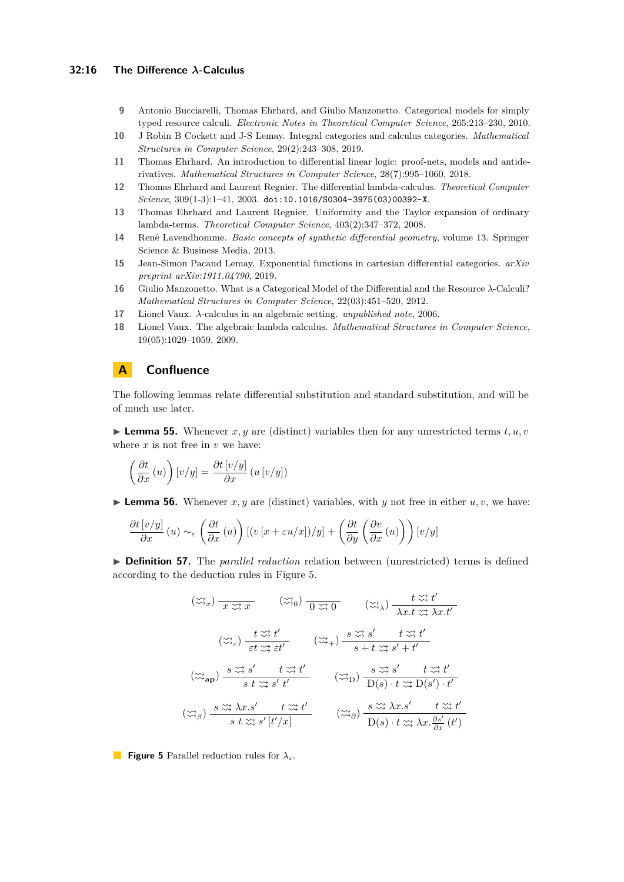9. Antonio Bucciarelli, Thomas Ehrhard, and Giulio Manzonetto. Categorical models for simply typed resource calculi. *Electronic Notes in Theoretical Computer Science*, 265:213–230, 2010.
10. J Robin B Cockett and J-S Lemay. Integral categories and calculus categories. *Mathematical Structures in Computer Science*, 29(2):243–308, 2019.
11. Thomas Ehrhard. An introduction to differential linear logic: proof-nets, models and antiderivatives. *Mathematical Structures in Computer Science*, 28(7):995–1060, 2018.
12. Thomas Ehrhard and Laurent Regnier. The differential lambda-calculus. *Theoretical Computer Science*, 309(1-3):1–41, 2003. doi:10.1016/S0304-3975(03)00392-X.
13. Thomas Ehrhard and Laurent Regnier. Uniformity and the Taylor expansion of ordinary lambda-terms. *Theoretical Computer Science*, 403(2):347–372, 2008.
14. René Lavendhomme. *Basic concepts of synthetic differential geometry*, volume 13. Springer Science & Business Media, 2013.
15. Jean-Simon Pacaud Lemay. Exponential functions in cartesian differential categories. *arXiv preprint arXiv:1911.04790*, 2019.
16. Giulio Manzonetto. What is a Categorical Model of the Differential and the Resource λ-Calculi? *Mathematical Structures in Computer Science*, 22(03):451–520, 2012.
17. Lionel Vaux. λ-calculus in an algebraic setting. *unpublished note*, 2006.
18. Lionel Vaux. The algebraic lambda calculus. *Mathematical Structures in Computer Science*, 19(05):1029–1059, 2009.

# A Confluence

The following lemmas relate differential substitution and standard substitution, and will be of much use later.

▶ **Lemma 55.** Whenever $x, y$ are (distinct) variables then for any unrestricted terms $t, u, v$ where $x$ is not free in $v$ we have:

$$\left(\frac{\partial t}{\partial x}(u)\right)[v/y] = \frac{\partial t\,[v/y]}{\partial x}\left(u\,[v/y]\right)$$

▶ **Lemma 56.** Whenever $x, y$ are (distinct) variables, with $y$ not free in either $u, v$, we have:

$$\frac{\partial t\,[v/y]}{\partial x}(u) \sim_\varepsilon \left(\frac{\partial t}{\partial x}(u)\right)[(v\,[x+\varepsilon u/x])/y] + \left(\frac{\partial t}{\partial y}\left(\frac{\partial v}{\partial x}(u)\right)\right)[v/y]$$

▶ **Definition 57.** The *parallel reduction* relation between (unrestricted) terms is defined according to the deduction rules in Figure 5.

$$(\rightrightarrows_x)\ \frac{}{x \rightrightarrows x} \qquad (\rightrightarrows_0)\ \frac{}{0 \rightrightarrows 0} \qquad (\rightrightarrows_\lambda)\ \frac{t \rightrightarrows t'}{\lambda x.t \rightrightarrows \lambda x.t'}$$

$$(\rightrightarrows_\varepsilon)\ \frac{t \rightrightarrows t'}{\varepsilon t \rightrightarrows \varepsilon t'} \qquad (\rightrightarrows_+)\ \frac{s \rightrightarrows s' \qquad t \rightrightarrows t'}{s + t \rightrightarrows s' + t'}$$

$$(\rightrightarrows_{\mathbf{ap}})\ \frac{s \rightrightarrows s' \qquad t \rightrightarrows t'}{s\ t \rightrightarrows s'\ t'} \qquad (\rightrightarrows_{\mathrm{D}})\ \frac{s \rightrightarrows s' \qquad t \rightrightarrows t'}{\mathrm{D}(s) \cdot t \rightrightarrows \mathrm{D}(s') \cdot t'}$$

$$(\rightrightarrows_\beta)\ \frac{s \rightrightarrows \lambda x.s' \qquad t \rightrightarrows t'}{s\ t \rightrightarrows s'\,[t'/x]} \qquad (\rightrightarrows_\partial)\ \frac{s \rightrightarrows \lambda x.s' \qquad t \rightrightarrows t'}{\mathrm{D}(s) \cdot t \rightrightarrows \lambda x.\frac{\partial s'}{\partial x}(t')}$$

**Figure 5** Parallel reduction rules for $\lambda_\varepsilon$.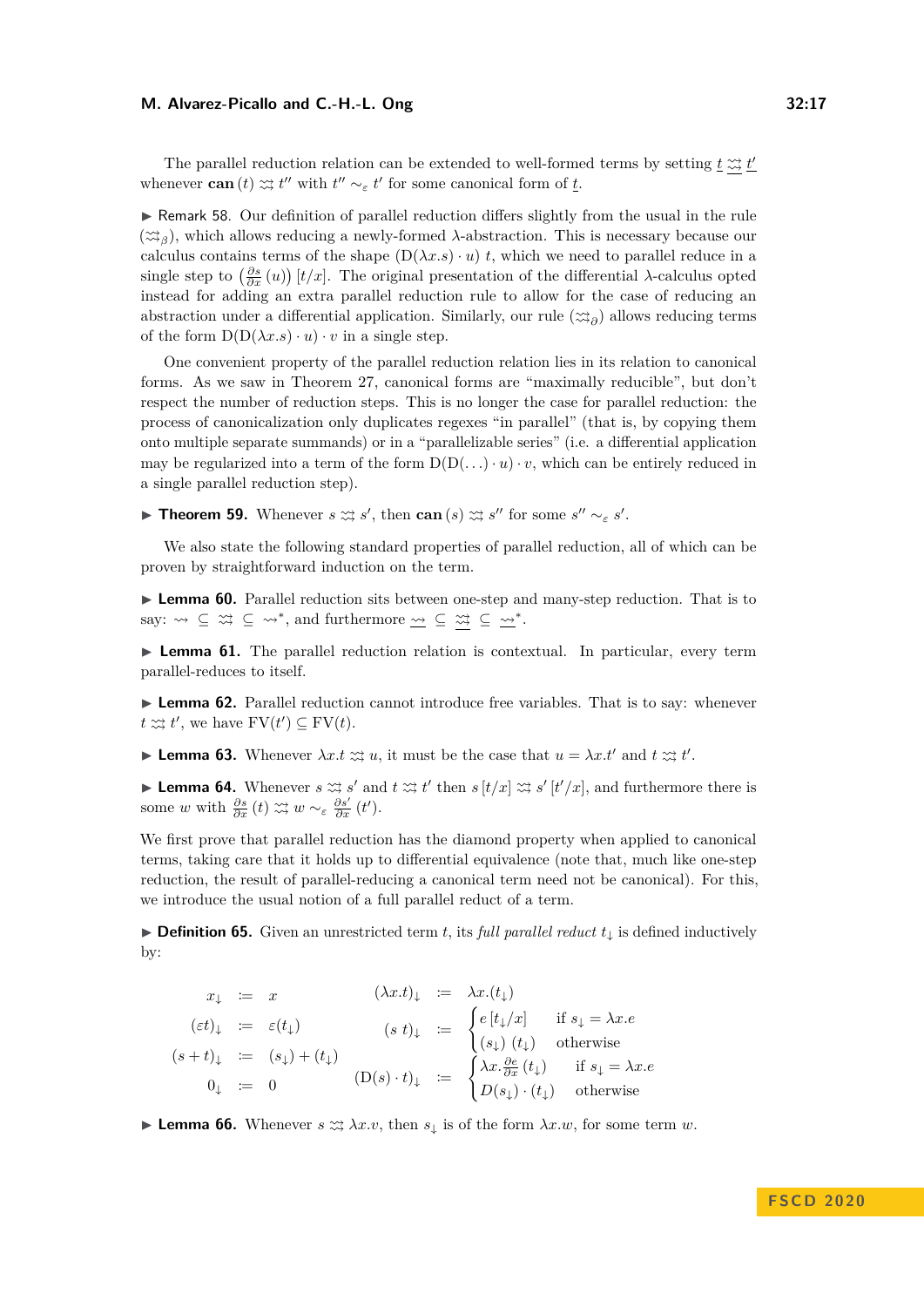The parallel reduction relation can be extended to well-formed terms by setting $\underline{t} \rightrightarrows \underline{t'}$ whenever $\mathbf{can}\,(t) \rightrightarrows t''$ with $t'' \sim_\varepsilon t'$ for some canonical form of $\underline{t}$.

▶ Remark 58. Our definition of parallel reduction differs slightly from the usual in the rule $(\rightrightarrows_\beta)$, which allows reducing a newly-formed $\lambda$-abstraction. This is necessary because our calculus contains terms of the shape $(\mathrm{D}(\lambda x.s) \cdot u)\ t$, which we need to parallel reduce in a single step to $\left(\frac{\partial s}{\partial x}(u)\right)[t/x]$. The original presentation of the differential $\lambda$-calculus opted instead for adding an extra parallel reduction rule to allow for the case of reducing an abstraction under a differential application. Similarly, our rule $(\rightrightarrows_\partial)$ allows reducing terms of the form $\mathrm{D}(\mathrm{D}(\lambda x.s) \cdot u) \cdot v$ in a single step.

One convenient property of the parallel reduction relation lies in its relation to canonical forms. As we saw in Theorem 27, canonical forms are "maximally reducible", but don't respect the number of reduction steps. This is no longer the case for parallel reduction: the process of canonicalization only duplicates regexes "in parallel" (that is, by copying them onto multiple separate summands) or in a "parallelizable series" (i.e. a differential application may be regularized into a term of the form $\mathrm{D}(\mathrm{D}(\ldots) \cdot u) \cdot v$, which can be entirely reduced in a single parallel reduction step).

▶ **Theorem 59.** Whenever $s \rightrightarrows s'$, then $\mathbf{can}\,(s) \rightrightarrows s''$ for some $s'' \sim_\varepsilon s'$.

We also state the following standard properties of parallel reduction, all of which can be proven by straightforward induction on the term.

▶ **Lemma 60.** Parallel reduction sits between one-step and many-step reduction. That is to say: $\rightsquigarrow\ \subseteq\ \rightrightarrows\ \subseteq\ \rightsquigarrow^*$, and furthermore $\underline{\rightsquigarrow}\ \subseteq\ \underline{\rightrightarrows}\ \subseteq\ \underline{\rightsquigarrow}^*$.

▶ **Lemma 61.** The parallel reduction relation is contextual. In particular, every term parallel-reduces to itself.

▶ **Lemma 62.** Parallel reduction cannot introduce free variables. That is to say: whenever $t \rightrightarrows t'$, we have $\mathrm{FV}(t') \subseteq \mathrm{FV}(t)$.

▶ **Lemma 63.** Whenever $\lambda x.t \rightrightarrows u$, it must be the case that $u = \lambda x.t'$ and $t \rightrightarrows t'$.

▶ **Lemma 64.** Whenever $s \rightrightarrows s'$ and $t \rightrightarrows t'$ then $s\,[t/x] \rightrightarrows s'\,[t'/x]$, and furthermore there is some $w$ with $\frac{\partial s}{\partial x}(t) \rightrightarrows w \sim_\varepsilon \frac{\partial s'}{\partial x}(t')$.

We first prove that parallel reduction has the diamond property when applied to canonical terms, taking care that it holds up to differential equivalence (note that, much like one-step reduction, the result of parallel-reducing a canonical term need not be canonical). For this, we introduce the usual notion of a full parallel reduct of a term.

▶ **Definition 65.** Given an unrestricted term $t$, its *full parallel reduct* $t_\downarrow$ is defined inductively by:

$$
\begin{aligned}
x_\downarrow &:= x & (\lambda x.t)_\downarrow &:= \lambda x.(t_\downarrow) \\
(\varepsilon t)_\downarrow &:= \varepsilon(t_\downarrow) & (s\ t)_\downarrow &:= \begin{cases} e\,[t_\downarrow/x] & \text{if } s_\downarrow = \lambda x.e \\ (s_\downarrow)\ (t_\downarrow) & \text{otherwise} \end{cases} \\
(s+t)_\downarrow &:= (s_\downarrow) + (t_\downarrow) & & \\
0_\downarrow &:= 0 & (\mathrm{D}(s) \cdot t)_\downarrow &:= \begin{cases} \lambda x.\frac{\partial e}{\partial x}(t_\downarrow) & \text{if } s_\downarrow = \lambda x.e \\ D(s_\downarrow) \cdot (t_\downarrow) & \text{otherwise} \end{cases}
\end{aligned}
$$

▶ **Lemma 66.** Whenever $s \rightrightarrows \lambda x.v$, then $s_\downarrow$ is of the form $\lambda x.w$, for some term $w$.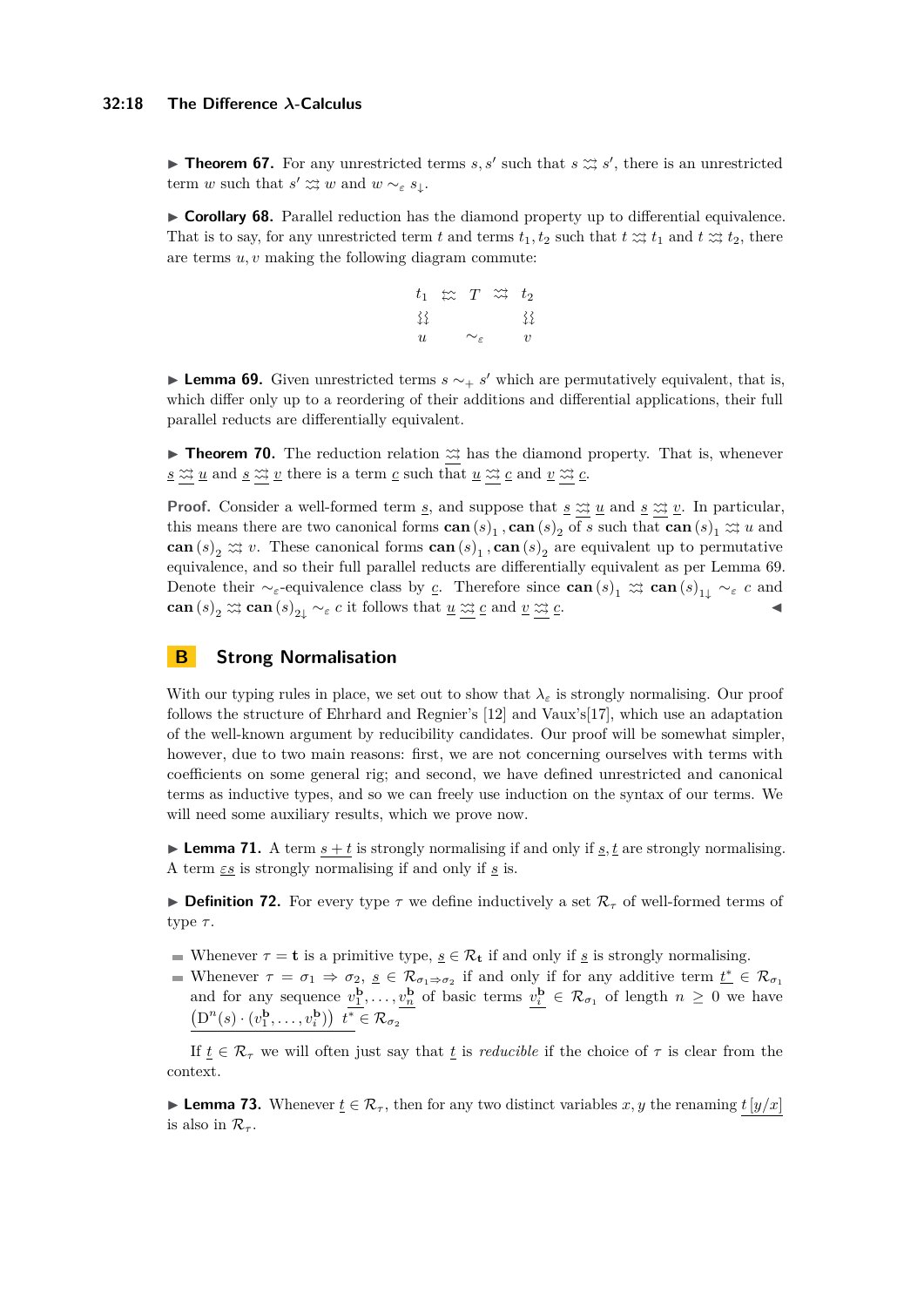▶ **Theorem 67.** For any unrestricted terms $s, s'$ such that $s \rightrightarrows s'$, there is an unrestricted term $w$ such that $s' \rightrightarrows w$ and $w \sim_\varepsilon s_\downarrow$.

▶ **Corollary 68.** Parallel reduction has the diamond property up to differential equivalence. That is to say, for any unrestricted term $t$ and terms $t_1, t_2$ such that $t \rightrightarrows t_1$ and $t \rightrightarrows t_2$, there are terms $u, v$ making the following diagram commute:

$$\begin{array}{ccccc} t_1 & \leftleftarrows & T & \rightrightarrows & t_2 \\ \downdownarrows & & & & \downdownarrows \\ u & & \sim_\varepsilon & & v \end{array}$$

▶ **Lemma 69.** Given unrestricted terms $s \sim_+ s'$ which are permutatively equivalent, that is, which differ only up to a reordering of their additions and differential applications, their full parallel reducts are differentially equivalent.

▶ **Theorem 70.** The reduction relation $\underline{\rightrightarrows}$ has the diamond property. That is, whenever $\underline{s} \,\underline{\rightrightarrows}\, \underline{u}$ and $\underline{s} \,\underline{\rightrightarrows}\, \underline{v}$ there is a term $\underline{c}$ such that $\underline{u} \,\underline{\rightrightarrows}\, \underline{c}$ and $\underline{v} \,\underline{\rightrightarrows}\, \underline{c}$.

**Proof.** Consider a well-formed term $\underline{s}$, and suppose that $\underline{s} \,\underline{\rightrightarrows}\, \underline{u}$ and $\underline{s} \,\underline{\rightrightarrows}\, \underline{v}$. In particular, this means there are two canonical forms $\mathbf{can}(s)_1, \mathbf{can}(s)_2$ of $s$ such that $\mathbf{can}(s)_1 \rightrightarrows u$ and $\mathbf{can}(s)_2 \rightrightarrows v$. These canonical forms $\mathbf{can}(s)_1, \mathbf{can}(s)_2$ are equivalent up to permutative equivalence, and so their full parallel reducts are differentially equivalent as per Lemma 69. Denote their $\sim_\varepsilon$-equivalence class by $\underline{c}$. Therefore since $\mathbf{can}(s)_1 \rightrightarrows \mathbf{can}(s)_{1\downarrow} \sim_\varepsilon c$ and $\mathbf{can}(s)_2 \rightrightarrows \mathbf{can}(s)_{2\downarrow} \sim_\varepsilon c$ it follows that $\underline{u} \,\underline{\rightrightarrows}\, \underline{c}$ and $\underline{v} \,\underline{\rightrightarrows}\, \underline{c}$. ◀

# B Strong Normalisation

With our typing rules in place, we set out to show that $\lambda_\varepsilon$ is strongly normalising. Our proof follows the structure of Ehrhard and Regnier's [12] and Vaux's[17], which use an adaptation of the well-known argument by reducibility candidates. Our proof will be somewhat simpler, however, due to two main reasons: first, we are not concerning ourselves with terms with coefficients on some general rig; and second, we have defined unrestricted and canonical terms as inductive types, and so we can freely use induction on the syntax of our terms. We will need some auxiliary results, which we prove now.

▶ **Lemma 71.** A term $\underline{s+t}$ is strongly normalising if and only if $\underline{s}, \underline{t}$ are strongly normalising. A term $\underline{\varepsilon s}$ is strongly normalising if and only if $\underline{s}$ is.

▶ **Definition 72.** For every type $\tau$ we define inductively a set $\mathcal{R}_\tau$ of well-formed terms of type $\tau$.

- Whenever $\tau = \mathbf{t}$ is a primitive type, $\underline{s} \in \mathcal{R}_\mathbf{t}$ if and only if $\underline{s}$ is strongly normalising.
- Whenever $\tau = \sigma_1 \Rightarrow \sigma_2$, $\underline{s} \in \mathcal{R}_{\sigma_1 \Rightarrow \sigma_2}$ if and only if for any additive term $\underline{t^*} \in \mathcal{R}_{\sigma_1}$ and for any sequence $\underline{v_1^\mathbf{b}}, \ldots, \underline{v_n^\mathbf{b}}$ of basic terms $\underline{v_i^\mathbf{b}} \in \mathcal{R}_{\sigma_1}$ of length $n \geq 0$ we have $\underline{\left(\mathrm{D}^n(s) \cdot (v_1^\mathbf{b}, \ldots, v_i^\mathbf{b})\right)\ t^*} \in \mathcal{R}_{\sigma_2}$

If $\underline{t} \in \mathcal{R}_\tau$ we will often just say that $\underline{t}$ is *reducible* if the choice of $\tau$ is clear from the context.

▶ **Lemma 73.** Whenever $\underline{t} \in \mathcal{R}_\tau$, then for any two distinct variables $x, y$ the renaming $\underline{t[y/x]}$ is also in $\mathcal{R}_\tau$.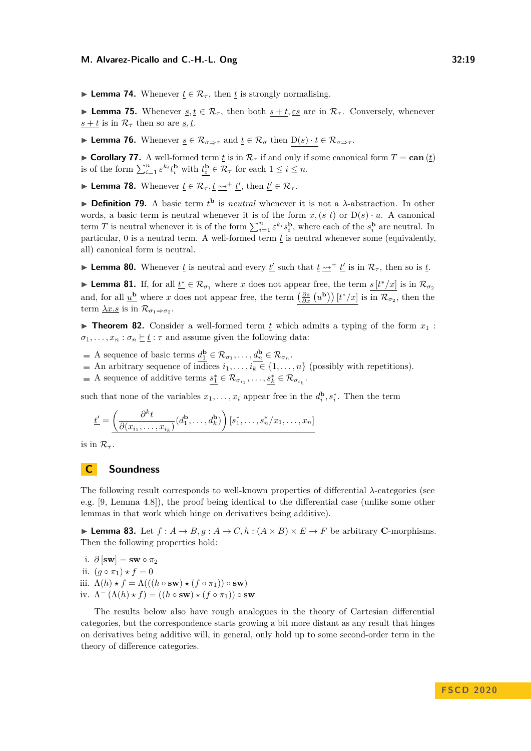▶ **Lemma 74.** Whenever $\underline{t} \in \mathcal{R}_\tau$, then $\underline{t}$ is strongly normalising.

▶ **Lemma 75.** Whenever $\underline{s}, \underline{t} \in \mathcal{R}_\tau$, then both $\underline{s+t}, \underline{\varepsilon s}$ are in $\mathcal{R}_\tau$. Conversely, whenever $\underline{s+t}$ is in $\mathcal{R}_\tau$ then so are $\underline{s}, \underline{t}$.

▶ **Lemma 76.** Whenever $\underline{s} \in \mathcal{R}_{\sigma \Rightarrow \tau}$ and $\underline{t} \in \mathcal{R}_\sigma$ then $\underline{\mathrm{D}(s) \cdot t} \in \mathcal{R}_{\sigma \Rightarrow \tau}$.

▶ **Corollary 77.** A well-formed term $\underline{t}$ is in $\mathcal{R}_\tau$ if and only if some canonical form $T = \mathbf{can}\,(\underline{t})$ is of the form $\sum_{i=1}^{n} \varepsilon^{k_i} t_i^{\mathbf{b}}$ with $\underline{t_i^{\mathbf{b}}} \in \mathcal{R}_\tau$ for each $1 \leq i \leq n$.

▶ **Lemma 78.** Whenever $\underline{t} \in \mathcal{R}_\tau, \underline{t} \rightsquigarrow^+ \underline{t'}$, then $\underline{t'} \in \mathcal{R}_\tau$.

▶ **Definition 79.** A basic term $t^{\mathbf{b}}$ is *neutral* whenever it is not a $\lambda$-abstraction. In other words, a basic term is neutral whenever it is of the form $x, (s\ t)$ or $\mathrm{D}(s) \cdot u$. A canonical term $T$ is neutral whenever it is of the form $\sum_{i=1}^{n} \varepsilon^{k_i} s_i^{\mathbf{b}}$, where each of the $s_i^{\mathbf{b}}$ are neutral. In particular, 0 is a neutral term. A well-formed term $\underline{t}$ is neutral whenever some (equivalently, all) canonical form is neutral.

▶ **Lemma 80.** Whenever $\underline{t}$ is neutral and every $\underline{t'}$ such that $\underline{t} \rightsquigarrow^+ \underline{t'}$ is in $\mathcal{R}_\tau$, then so is $\underline{t}$.

▶ **Lemma 81.** If, for all $\underline{t^*} \in \mathcal{R}_{\sigma_1}$ where $x$ does not appear free, the term $\underline{s\,[t^*/x]}$ is in $\mathcal{R}_{\sigma_2}$ and, for all $\underline{u^{\mathbf{b}}}$ where $x$ does not appear free, the term $\underline{\left(\frac{\partial s}{\partial x}\left(u^{\mathbf{b}}\right)\right)[t^*/x]}$ is in $\mathcal{R}_{\sigma_2}$, then the term $\underline{\lambda x.s}$ is in $\mathcal{R}_{\sigma_1 \Rightarrow \sigma_2}$.

▶ **Theorem 82.** Consider a well-formed term $\underline{t}$ which admits a typing of the form $x_1 : \sigma_1, \ldots, x_n : \sigma_n \vdash \underline{t} : \tau$ and assume given the following data:

- A sequence of basic terms $\underline{d_1^{\mathbf{b}}} \in \mathcal{R}_{\sigma_1}, \ldots, \underline{d_n^{\mathbf{b}}} \in \mathcal{R}_{\sigma_n}$.
- An arbitrary sequence of indices $i_1, \ldots, i_k \in \{1, \ldots, n\}$ (possibly with repetitions).
- A sequence of additive terms $\underline{s_1^*} \in \mathcal{R}_{\sigma_{i_1}}, \ldots, \underline{s_k^*} \in \mathcal{R}_{\sigma_{i_k}}$.

such that none of the variables $x_1, \ldots, x_i$ appear free in the $d_i^{\mathbf{b}}, s_i^*$. Then the term

$$\underline{t'} = \underline{\left(\frac{\partial^k t}{\partial(x_{i_1}, \ldots, x_{i_k})}(d_1^{\mathbf{b}}, \ldots, d_k^{\mathbf{b}})\right)[s_1^*, \ldots, s_n^*/x_1, \ldots, x_n]}$$

is in $\mathcal{R}_\tau$.

## C Soundness

The following result corresponds to well-known properties of differential $\lambda$-categories (see e.g. [9, Lemma 4.8]), the proof being identical to the differential case (unlike some other lemmas in that work which hinge on derivatives being additive).

▶ **Lemma 83.** Let $f : A \to B, g : A \to C, h : (A \times B) \times E \to F$ be arbitrary $\mathbf{C}$-morphisms. Then the following properties hold:

i. $\partial\,[\mathbf{sw}] = \mathbf{sw} \circ \pi_2$
ii. $(g \circ \pi_1) \star f = 0$
iii. $\Lambda(h) \star f = \Lambda(((h \circ \mathbf{sw}) \star (f \circ \pi_1)) \circ \mathbf{sw})$
iv. $\Lambda^{-}\left(\Lambda(h) \star f\right) = ((h \circ \mathbf{sw}) \star (f \circ \pi_1)) \circ \mathbf{sw}$

The results below also have rough analogues in the theory of Cartesian differential categories, but the correspondence starts growing a bit more distant as any result that hinges on derivatives being additive will, in general, only hold up to some second-order term in the theory of difference categories.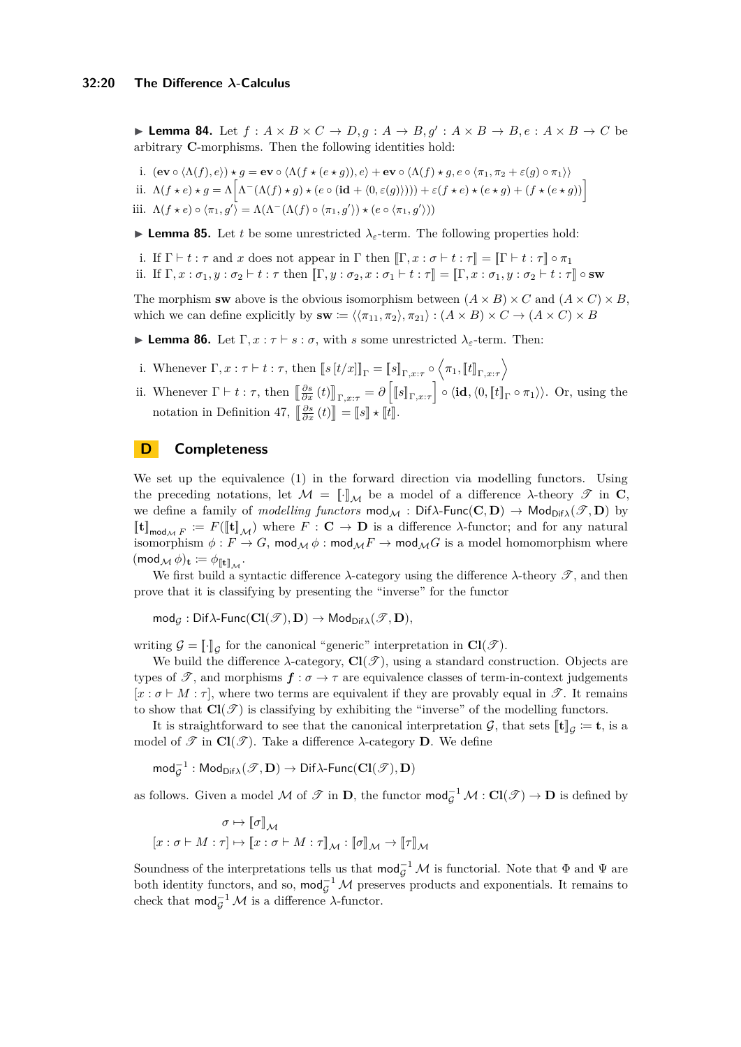▶ **Lemma 84.** Let $f : A \times B \times C \to D, g : A \to B, g' : A \times B \to B, e : A \times B \to C$ be arbitrary $\mathbf{C}$-morphisms. Then the following identities hold:

i. $(\mathbf{ev} \circ \langle \Lambda(f), e \rangle) \star g = \mathbf{ev} \circ \langle \Lambda(f \star (e \star g)), e \rangle + \mathbf{ev} \circ \langle \Lambda(f) \star g, e \circ \langle \pi_1, \pi_2 + \varepsilon(g) \circ \pi_1 \rangle \rangle$

ii. $\Lambda(f \star e) \star g = \Lambda\Big[\Lambda^-(\Lambda(f) \star g) \star (e \circ (\mathbf{id} + \langle 0, \varepsilon(g) \rangle)) + \varepsilon(f \star e) \star (e \star g) + (f \star (e \star g))\Big]$

iii. $\Lambda(f \star e) \circ \langle \pi_1, g' \rangle = \Lambda(\Lambda^-(\Lambda(f) \circ \langle \pi_1, g' \rangle) \star (e \circ \langle \pi_1, g' \rangle))$

▶ **Lemma 85.** Let $t$ be some unrestricted $\lambda_\varepsilon$-term. The following properties hold:

i. If $\Gamma \vdash t : \tau$ and $x$ does not appear in $\Gamma$ then $[\![\Gamma, x : \sigma \vdash t : \tau]\!] = [\![\Gamma \vdash t : \tau]\!] \circ \pi_1$

ii. If $\Gamma, x : \sigma_1, y : \sigma_2 \vdash t : \tau$ then $[\![\Gamma, y : \sigma_2, x : \sigma_1 \vdash t : \tau]\!] = [\![\Gamma, x : \sigma_1, y : \sigma_2 \vdash t : \tau]\!] \circ \mathbf{sw}$

The morphism $\mathbf{sw}$ above is the obvious isomorphism between $(A \times B) \times C$ and $(A \times C) \times B$, which we can define explicitly by $\mathbf{sw} \coloneqq \langle \langle \pi_{11}, \pi_2 \rangle, \pi_{21} \rangle : (A \times B) \times C \to (A \times C) \times B$

▶ **Lemma 86.** Let $\Gamma, x : \tau \vdash s : \sigma$, with $s$ some unrestricted $\lambda_\varepsilon$-term. Then:

i. Whenever $\Gamma, x : \tau \vdash t : \tau$, then $[\![s\,[t/x]]\!]_\Gamma = [\![s]\!]_{\Gamma, x:\tau} \circ \left\langle \pi_1, [\![t]\!]_{\Gamma, x:\tau} \right\rangle$

ii. Whenever $\Gamma \vdash t : \tau$, then $\left[\!\left[\frac{\partial s}{\partial x}(t)\right]\!\right]_{\Gamma, x:\tau} = \partial\left[[\![s]\!]_{\Gamma, x:\tau}\right] \circ \langle \mathbf{id}, \langle 0, [\![t]\!]_\Gamma \circ \pi_1 \rangle \rangle$. Or, using the notation in Definition 47, $\left[\!\left[\frac{\partial s}{\partial x}(t)\right]\!\right] = [\![s]\!] \star [\![t]\!]$.

## D Completeness

We set up the equivalence (1) in the forward direction via modelling functors. Using the preceding notations, let $\mathcal{M} = [\![\cdot]\!]_\mathcal{M}$ be a model of a difference $\lambda$-theory $\mathscr{T}$ in $\mathbf{C}$, we define a family of *modelling functors* $\mathsf{mod}_\mathcal{M} : \mathsf{Dif}\lambda\text{-}\mathsf{Func}(\mathbf{C}, \mathbf{D}) \to \mathsf{Mod}_{\mathsf{Dif}\lambda}(\mathscr{T}, \mathbf{D})$ by $[\![\mathbf{t}]\!]_{\mathsf{mod}_\mathcal{M} F} \coloneqq F([\![\mathbf{t}]\!]_\mathcal{M})$ where $F : \mathbf{C} \to \mathbf{D}$ is a difference $\lambda$-functor; and for any natural isomorphism $\phi : F \to G$, $\mathsf{mod}_\mathcal{M}\,\phi : \mathsf{mod}_\mathcal{M} F \to \mathsf{mod}_\mathcal{M} G$ is a model homomorphism where $(\mathsf{mod}_\mathcal{M}\,\phi)_\mathbf{t} \coloneqq \phi_{[\![\mathbf{t}]\!]_\mathcal{M}}$.

We first build a syntactic difference $\lambda$-category using the difference $\lambda$-theory $\mathscr{T}$, and then prove that it is classifying by presenting the "inverse" for the functor

$$\mathsf{mod}_\mathcal{G} : \mathsf{Dif}\lambda\text{-}\mathsf{Func}(\mathbf{Cl}(\mathscr{T}), \mathbf{D}) \to \mathsf{Mod}_{\mathsf{Dif}\lambda}(\mathscr{T}, \mathbf{D}),$$

writing $\mathcal{G} = [\![\cdot]\!]_\mathcal{G}$ for the canonical "generic" interpretation in $\mathbf{Cl}(\mathscr{T})$.

We build the difference $\lambda$-category, $\mathbf{Cl}(\mathscr{T})$, using a standard construction. Objects are types of $\mathscr{T}$, and morphisms $\boldsymbol{f} : \sigma \to \tau$ are equivalence classes of term-in-context judgements $[x : \sigma \vdash M : \tau]$, where two terms are equivalent if they are provably equal in $\mathscr{T}$. It remains to show that $\mathbf{Cl}(\mathscr{T})$ is classifying by exhibiting the "inverse" of the modelling functors.

It is straightforward to see that the canonical interpretation $\mathcal{G}$, that sets $[\![\mathbf{t}]\!]_\mathcal{G} \coloneqq \mathbf{t}$, is a model of $\mathscr{T}$ in $\mathbf{Cl}(\mathscr{T})$. Take a difference $\lambda$-category $\mathbf{D}$. We define

$$\mathsf{mod}_\mathcal{G}^{-1} : \mathsf{Mod}_{\mathsf{Dif}\lambda}(\mathscr{T}, \mathbf{D}) \to \mathsf{Dif}\lambda\text{-}\mathsf{Func}(\mathbf{Cl}(\mathscr{T}), \mathbf{D})$$

as follows. Given a model $\mathcal{M}$ of $\mathscr{T}$ in $\mathbf{D}$, the functor $\mathsf{mod}_\mathcal{G}^{-1}\,\mathcal{M} : \mathbf{Cl}(\mathscr{T}) \to \mathbf{D}$ is defined by

$$\sigma \mapsto [\![\sigma]\!]_\mathcal{M}$$
$$[x : \sigma \vdash M : \tau] \mapsto [\![x : \sigma \vdash M : \tau]\!]_\mathcal{M} : [\![\sigma]\!]_\mathcal{M} \to [\![\tau]\!]_\mathcal{M}$$

Soundness of the interpretations tells us that $\mathsf{mod}_\mathcal{G}^{-1}\,\mathcal{M}$ is functorial. Note that $\Phi$ and $\Psi$ are both identity functors, and so, $\mathsf{mod}_\mathcal{G}^{-1}\,\mathcal{M}$ preserves products and exponentials. It remains to check that $\mathsf{mod}_\mathcal{G}^{-1}\,\mathcal{M}$ is a difference $\lambda$-functor.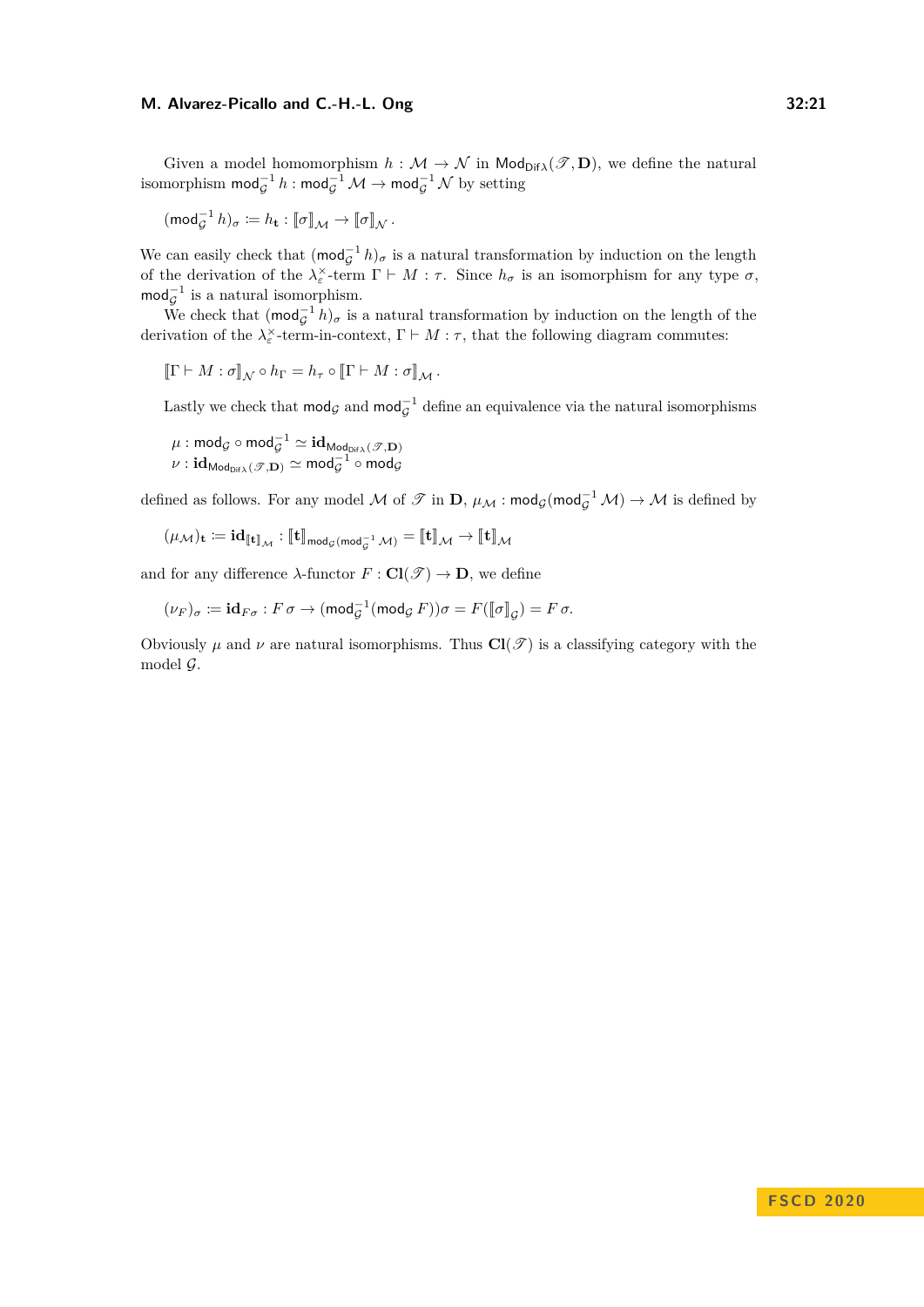Given a model homomorphism $h : \mathcal{M} \to \mathcal{N}$ in $\mathsf{Mod}_{\mathsf{Dif}\lambda}(\mathscr{T}, \mathbf{D})$, we define the natural isomorphism $\mathsf{mod}_{\mathcal{G}}^{-1}\, h : \mathsf{mod}_{\mathcal{G}}^{-1}\, \mathcal{M} \to \mathsf{mod}_{\mathcal{G}}^{-1}\, \mathcal{N}$ by setting

$$(\mathsf{mod}_{\mathcal{G}}^{-1}\, h)_\sigma \coloneqq h_{\mathbf{t}} : [\![\sigma]\!]_{\mathcal{M}} \to [\![\sigma]\!]_{\mathcal{N}}.$$

We can easily check that $(\mathsf{mod}_{\mathcal{G}}^{-1}\, h)_\sigma$ is a natural transformation by induction on the length of the derivation of the $\lambda_\varepsilon^\times$-term $\Gamma \vdash M : \tau$. Since $h_\sigma$ is an isomorphism for any type $\sigma$, $\mathsf{mod}_{\mathcal{G}}^{-1}$ is a natural isomorphism.

We check that $(\mathsf{mod}_{\mathcal{G}}^{-1}\, h)_\sigma$ is a natural transformation by induction on the length of the derivation of the $\lambda_\varepsilon^\times$-term-in-context, $\Gamma \vdash M : \tau$, that the following diagram commutes:

$$[\![\Gamma \vdash M : \sigma]\!]_{\mathcal{N}} \circ h_\Gamma = h_\tau \circ [\![\Gamma \vdash M : \sigma]\!]_{\mathcal{M}}.$$

Lastly we check that $\mathsf{mod}_{\mathcal{G}}$ and $\mathsf{mod}_{\mathcal{G}}^{-1}$ define an equivalence via the natural isomorphisms

$$\mu : \mathsf{mod}_{\mathcal{G}} \circ \mathsf{mod}_{\mathcal{G}}^{-1} \simeq \mathbf{id}_{\mathsf{Mod}_{\mathsf{Dif}\lambda}(\mathscr{T},\mathbf{D})}$$
$$\nu : \mathbf{id}_{\mathsf{Mod}_{\mathsf{Dif}\lambda}(\mathscr{T},\mathbf{D})} \simeq \mathsf{mod}_{\mathcal{G}}^{-1} \circ \mathsf{mod}_{\mathcal{G}}$$

defined as follows. For any model $\mathcal{M}$ of $\mathscr{T}$ in $\mathbf{D}$, $\mu_{\mathcal{M}} : \mathsf{mod}_{\mathcal{G}}(\mathsf{mod}_{\mathcal{G}}^{-1}\, \mathcal{M}) \to \mathcal{M}$ is defined by

$$(\mu_{\mathcal{M}})_{\mathbf{t}} \coloneqq \mathbf{id}_{[\![\mathbf{t}]\!]_{\mathcal{M}}} : [\![\mathbf{t}]\!]_{\mathsf{mod}_{\mathcal{G}}(\mathsf{mod}_{\mathcal{G}}^{-1}\, \mathcal{M})} = [\![\mathbf{t}]\!]_{\mathcal{M}} \to [\![\mathbf{t}]\!]_{\mathcal{M}}$$

and for any difference $\lambda$-functor $F : \mathbf{Cl}(\mathscr{T}) \to \mathbf{D}$, we define

$$(\nu_F)_\sigma \coloneqq \mathbf{id}_{F\sigma} : F\,\sigma \to (\mathsf{mod}_{\mathcal{G}}^{-1}(\mathsf{mod}_{\mathcal{G}}\, F))\sigma = F([\![\sigma]\!]_{\mathcal{G}}) = F\,\sigma.$$

Obviously $\mu$ and $\nu$ are natural isomorphisms. Thus $\mathbf{Cl}(\mathscr{T})$ is a classifying category with the model $\mathcal{G}$.